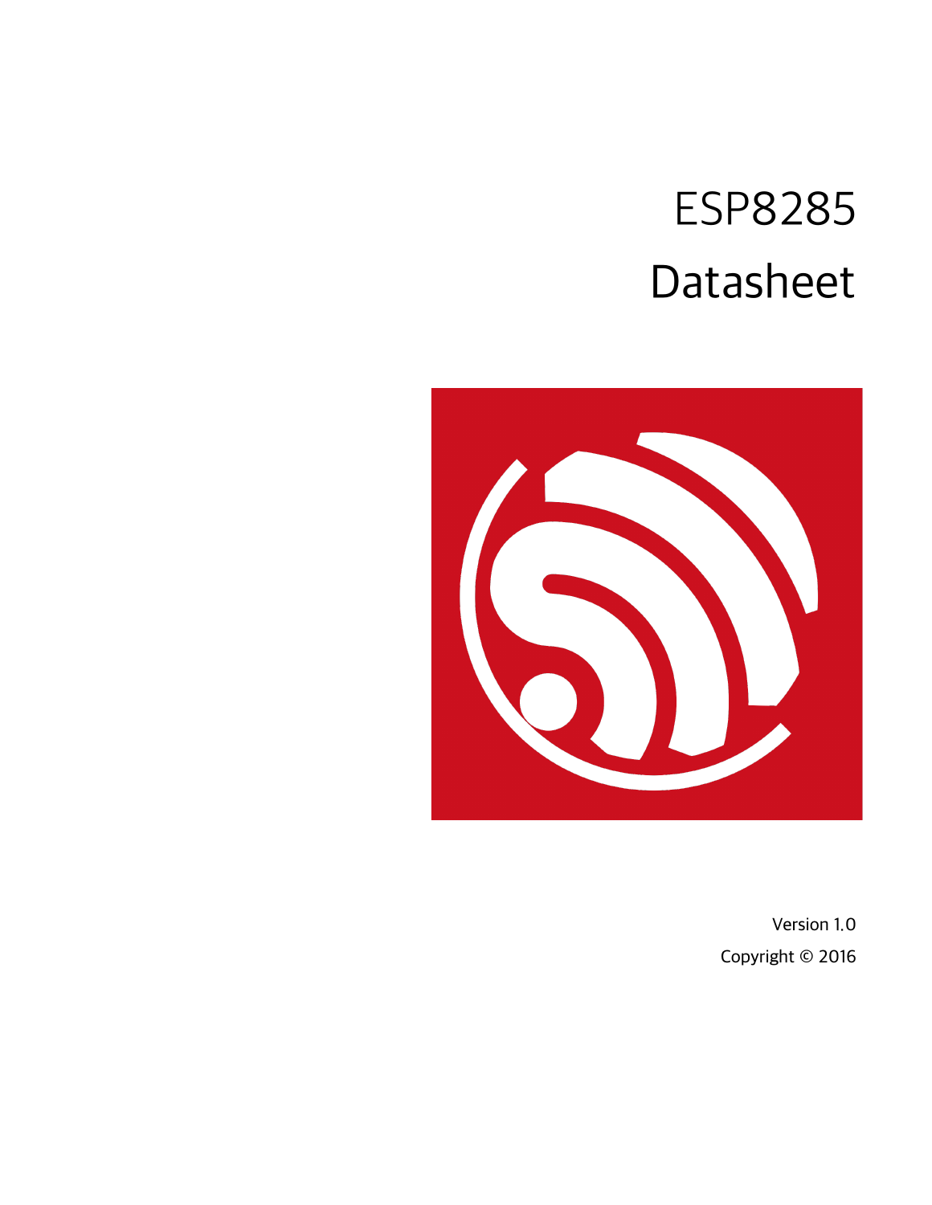# ESP8285

# Datasheet

Version 1.0

Copyright © 2016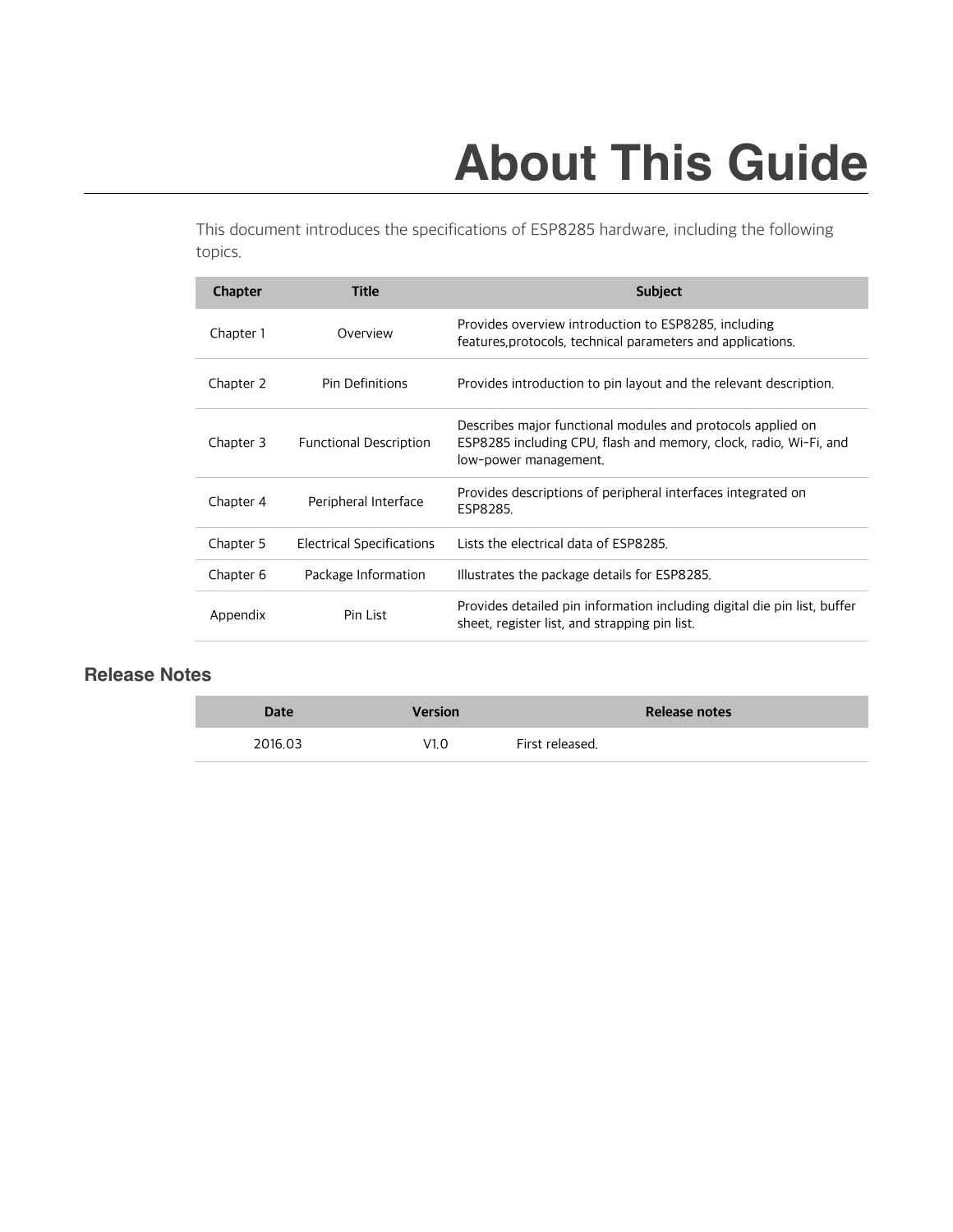# About This Guide

This document introduces the specifications of ESP8285 hardware, including the following topics.

| Chapter | Title | Subject |
| --- | --- | --- |
| Chapter 1 | Overview | Provides overview introduction to ESP8285, including features,protocols, technical parameters and applications. |
| Chapter 2 | Pin Definitions | Provides introduction to pin layout and the relevant description. |
| Chapter 3 | Functional Description | Describes major functional modules and protocols applied on ESP8285 including CPU, flash and memory, clock, radio, Wi-Fi, and low-power management. |
| Chapter 4 | Peripheral Interface | Provides descriptions of peripheral interfaces integrated on ESP8285. |
| Chapter 5 | Electrical Specifications | Lists the electrical data of ESP8285. |
| Chapter 6 | Package Information | Illustrates the package details for ESP8285. |
| Appendix | Pin List | Provides detailed pin information including digital die pin list, buffer sheet, register list, and strapping pin list. |

## Release Notes

| Date | Version | Release notes |
| --- | --- | --- |
| 2016.03 | V1.0 | First released. |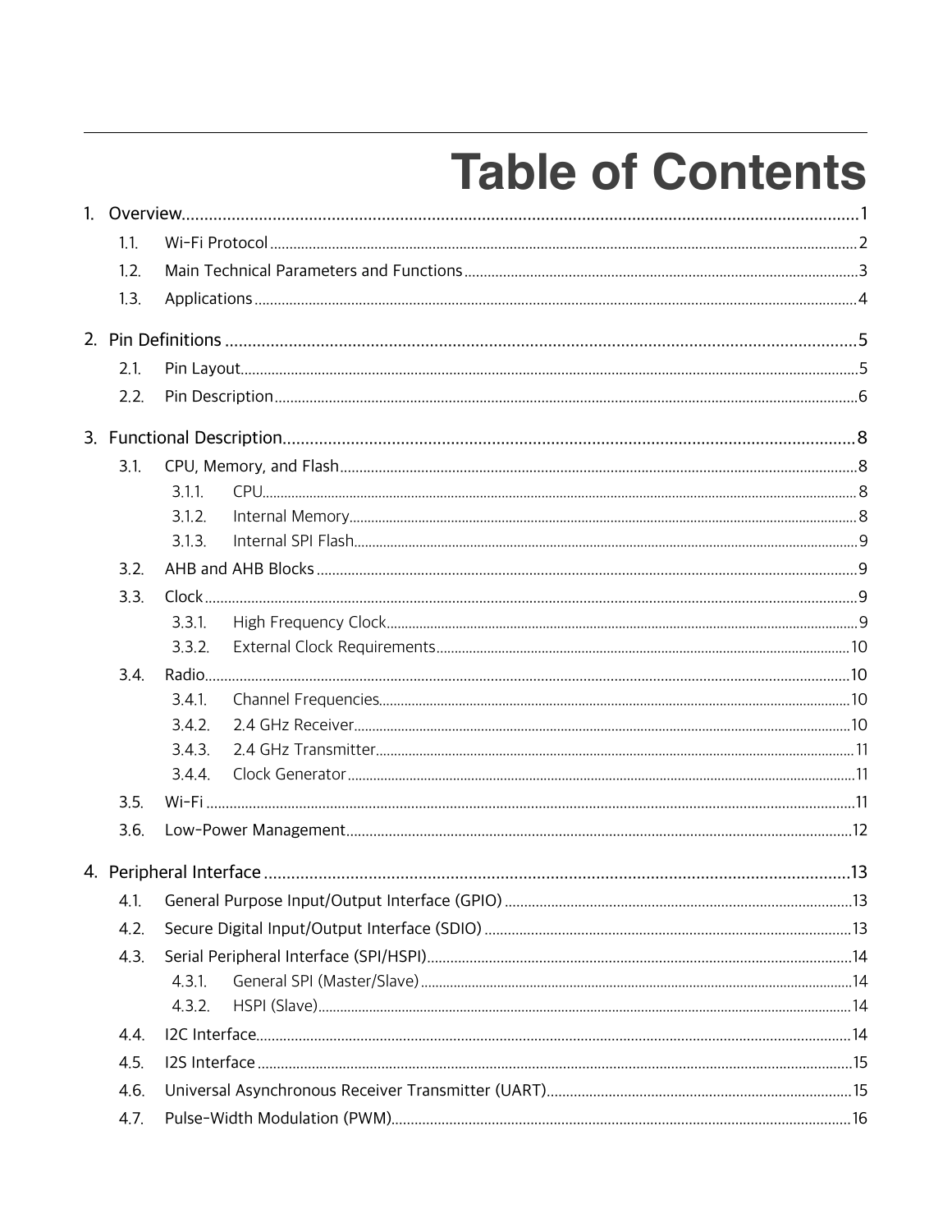# Table of Contents

1. Overview ........................................................ 1
   - 1.1. Wi-Fi Protocol ........................................................ 2
   - 1.2. Main Technical Parameters and Functions ........................................................ 3
   - 1.3. Applications ........................................................ 4
2. Pin Definitions ........................................................ 5
   - 2.1. Pin Layout ........................................................ 5
   - 2.2. Pin Description ........................................................ 6
3. Functional Description ........................................................ 8
   - 3.1. CPU, Memory, and Flash ........................................................ 8
     - 3.1.1. CPU ........................................................ 8
     - 3.1.2. Internal Memory ........................................................ 8
     - 3.1.3. Internal SPI Flash ........................................................ 9
   - 3.2. AHB and AHB Blocks ........................................................ 9
   - 3.3. Clock ........................................................ 9
     - 3.3.1. High Frequency Clock ........................................................ 9
     - 3.3.2. External Clock Requirements ........................................................ 10
   - 3.4. Radio ........................................................ 10
     - 3.4.1. Channel Frequencies ........................................................ 10
     - 3.4.2. 2.4 GHz Receiver ........................................................ 10
     - 3.4.3. 2.4 GHz Transmitter ........................................................ 11
     - 3.4.4. Clock Generator ........................................................ 11
   - 3.5. Wi-Fi ........................................................ 11
   - 3.6. Low-Power Management ........................................................ 12
4. Peripheral Interface ........................................................ 13
   - 4.1. General Purpose Input/Output Interface (GPIO) ........................................................ 13
   - 4.2. Secure Digital Input/Output Interface (SDIO) ........................................................ 13
   - 4.3. Serial Peripheral Interface (SPI/HSPI) ........................................................ 14
     - 4.3.1. General SPI (Master/Slave) ........................................................ 14
     - 4.3.2. HSPI (Slave) ........................................................ 14
   - 4.4. I2C Interface ........................................................ 14
   - 4.5. I2S Interface ........................................................ 15
   - 4.6. Universal Asynchronous Receiver Transmitter (UART) ........................................................ 15
   - 4.7. Pulse-Width Modulation (PWM) ........................................................ 16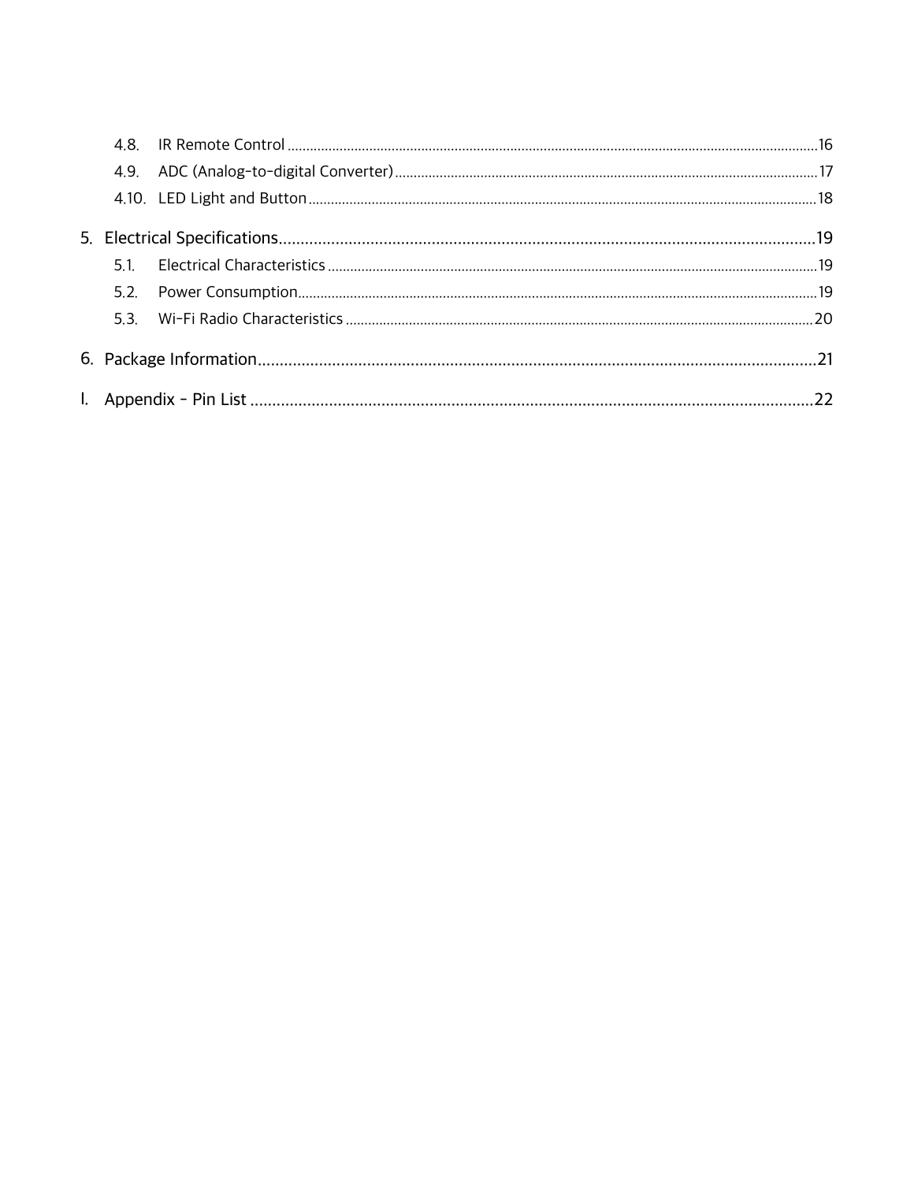4.8. IR Remote Control ........................................................................................................................................... 16

4.9. ADC (Analog-to-digital Converter) .............................................................................................................. 17

4.10. LED Light and Button .................................................................................................................................... 18

5. Electrical Specifications ........................................................................................................................... 19

5.1. Electrical Characteristics ............................................................................................................................... 19

5.2. Power Consumption ...................................................................................................................................... 19

5.3. Wi-Fi Radio Characteristics .......................................................................................................................... 20

6. Package Information ................................................................................................................................. 21

I. Appendix - Pin List ...................................................................................................................................... 22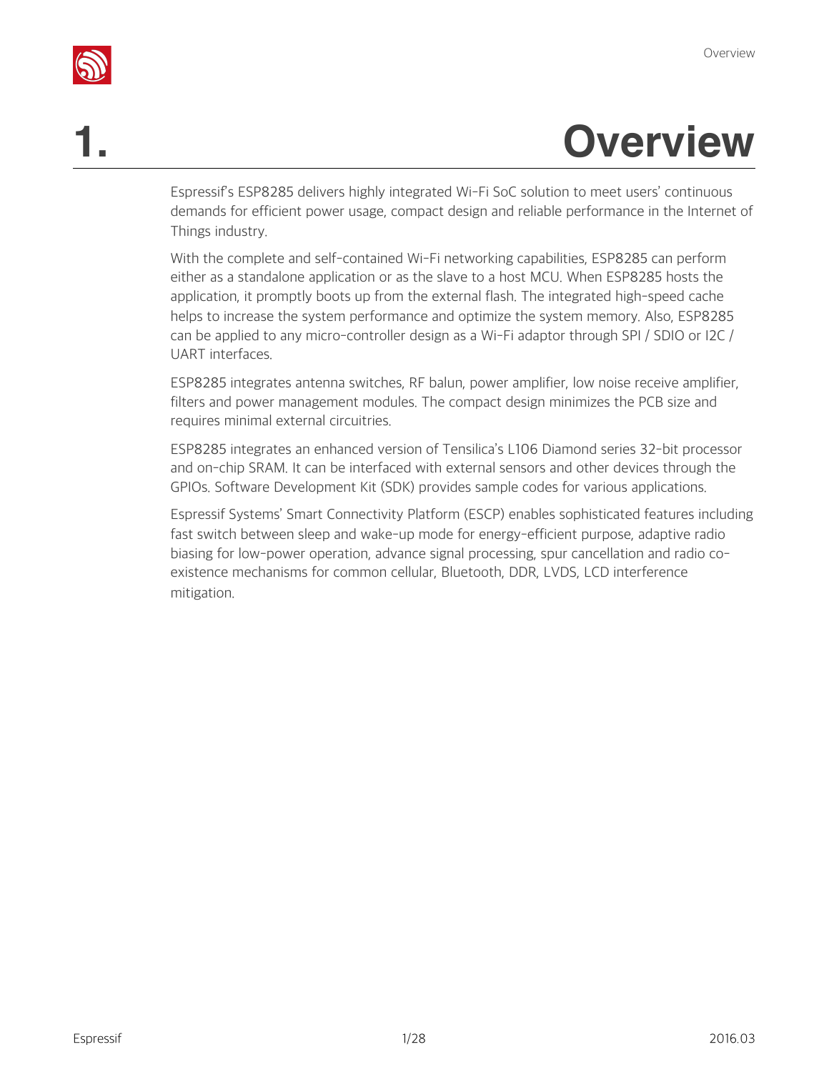# 1. Overview

Espressif's ESP8285 delivers highly integrated Wi-Fi SoC solution to meet users' continuous demands for efficient power usage, compact design and reliable performance in the Internet of Things industry.

With the complete and self-contained Wi-Fi networking capabilities, ESP8285 can perform either as a standalone application or as the slave to a host MCU. When ESP8285 hosts the application, it promptly boots up from the external flash. The integrated high-speed cache helps to increase the system performance and optimize the system memory. Also, ESP8285 can be applied to any micro-controller design as a Wi-Fi adaptor through SPI / SDIO or I2C / UART interfaces.

ESP8285 integrates antenna switches, RF balun, power amplifier, low noise receive amplifier, filters and power management modules. The compact design minimizes the PCB size and requires minimal external circuitries.

ESP8285 integrates an enhanced version of Tensilica's L106 Diamond series 32-bit processor and on-chip SRAM. It can be interfaced with external sensors and other devices through the GPIOs. Software Development Kit (SDK) provides sample codes for various applications.

Espressif Systems' Smart Connectivity Platform (ESCP) enables sophisticated features including fast switch between sleep and wake-up mode for energy-efficient purpose, adaptive radio biasing for low-power operation, advance signal processing, spur cancellation and radio co-existence mechanisms for common cellular, Bluetooth, DDR, LVDS, LCD interference mitigation.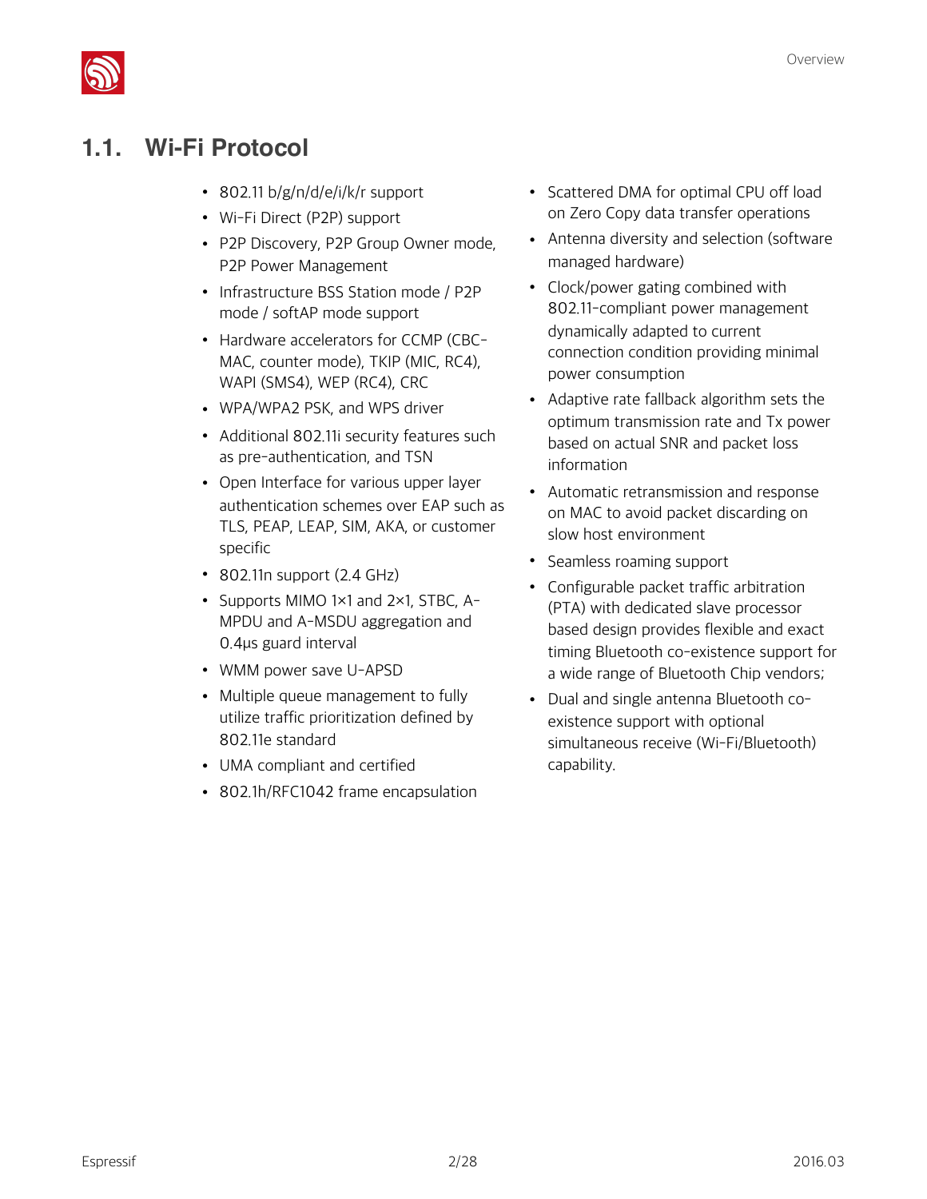## 1.1. Wi-Fi Protocol

- 802.11 b/g/n/d/e/i/k/r support
- Wi-Fi Direct (P2P) support
- P2P Discovery, P2P Group Owner mode, P2P Power Management
- Infrastructure BSS Station mode / P2P mode / softAP mode support
- Hardware accelerators for CCMP (CBC-MAC, counter mode), TKIP (MIC, RC4), WAPI (SMS4), WEP (RC4), CRC
- WPA/WPA2 PSK, and WPS driver
- Additional 802.11i security features such as pre-authentication, and TSN
- Open Interface for various upper layer authentication schemes over EAP such as TLS, PEAP, LEAP, SIM, AKA, or customer specific
- 802.11n support (2.4 GHz)
- Supports MIMO 1×1 and 2×1, STBC, A-MPDU and A-MSDU aggregation and 0.4µs guard interval
- WMM power save U-APSD
- Multiple queue management to fully utilize traffic prioritization defined by 802.11e standard
- UMA compliant and certified
- 802.1h/RFC1042 frame encapsulation
- Scattered DMA for optimal CPU off load on Zero Copy data transfer operations
- Antenna diversity and selection (software managed hardware)
- Clock/power gating combined with 802.11-compliant power management dynamically adapted to current connection condition providing minimal power consumption
- Adaptive rate fallback algorithm sets the optimum transmission rate and Tx power based on actual SNR and packet loss information
- Automatic retransmission and response on MAC to avoid packet discarding on slow host environment
- Seamless roaming support
- Configurable packet traffic arbitration (PTA) with dedicated slave processor based design provides flexible and exact timing Bluetooth co-existence support for a wide range of Bluetooth Chip vendors;
- Dual and single antenna Bluetooth co-existence support with optional simultaneous receive (Wi-Fi/Bluetooth) capability.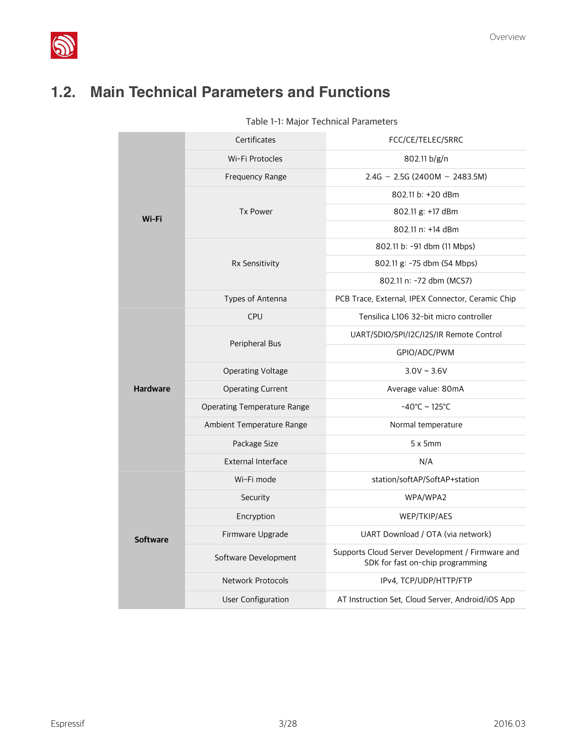## 1.2. Main Technical Parameters and Functions

Table 1-1: Major Technical Parameters

| | | |
|---|---|---|
| **Wi-Fi** | Certificates | FCC/CE/TELEC/SRRC |
| | Wi-Fi Protocles | 802.11 b/g/n |
| | Frequency Range | 2.4G ~ 2.5G (2400M ~ 2483.5M) |
| | Tx Power | 802.11 b: +20 dBm |
| | | 802.11 g: +17 dBm |
| | | 802.11 n: +14 dBm |
| | Rx Sensitivity | 802.11 b: -91 dbm (11 Mbps) |
| | | 802.11 g: -75 dbm (54 Mbps) |
| | | 802.11 n: -72 dbm (MCS7) |
| | Types of Antenna | PCB Trace, External, IPEX Connector, Ceramic Chip |
| **Hardware** | CPU | Tensilica L106 32-bit micro controller |
| | Peripheral Bus | UART/SDIO/SPI/I2C/I2S/IR Remote Control |
| | | GPIO/ADC/PWM |
| | Operating Voltage | 3.0V ~ 3.6V |
| | Operating Current | Average value: 80mA |
| | Operating Temperature Range | -40°C ~ 125°C |
| | Ambient Temperature Range | Normal temperature |
| | Package Size | 5 x 5mm |
| | External Interface | N/A |
| **Software** | Wi-Fi mode | station/softAP/SoftAP+station |
| | Security | WPA/WPA2 |
| | Encryption | WEP/TKIP/AES |
| | Firmware Upgrade | UART Download / OTA (via network) |
| | Software Development | Supports Cloud Server Development / Firmware and SDK for fast on-chip programming |
| | Network Protocols | IPv4, TCP/UDP/HTTP/FTP |
| | User Configuration | AT Instruction Set, Cloud Server, Android/iOS App |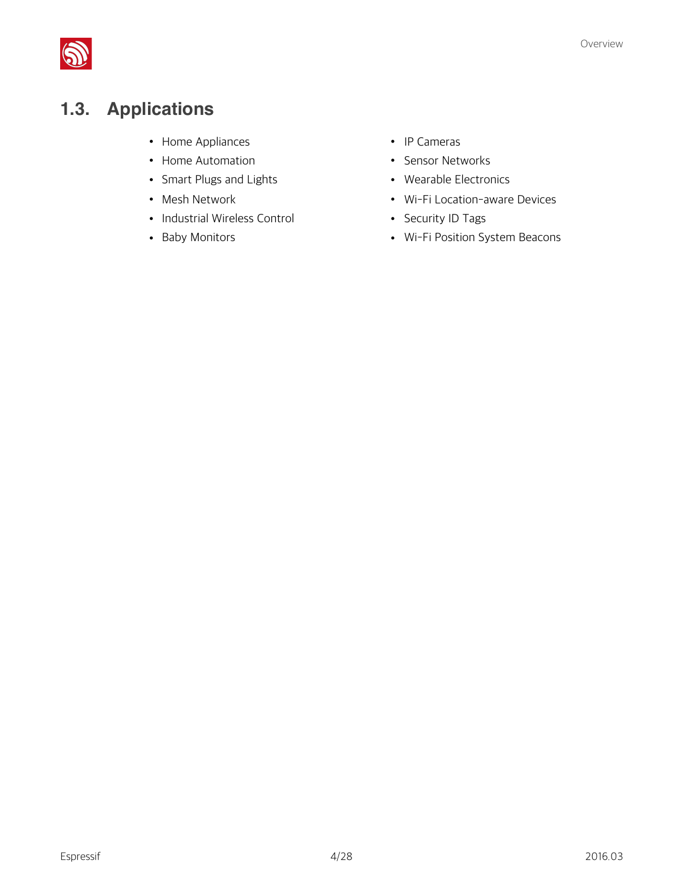## 1.3. Applications

- Home Appliances
- Home Automation
- Smart Plugs and Lights
- Mesh Network
- Industrial Wireless Control
- Baby Monitors
- IP Cameras
- Sensor Networks
- Wearable Electronics
- Wi-Fi Location-aware Devices
- Security ID Tags
- Wi-Fi Position System Beacons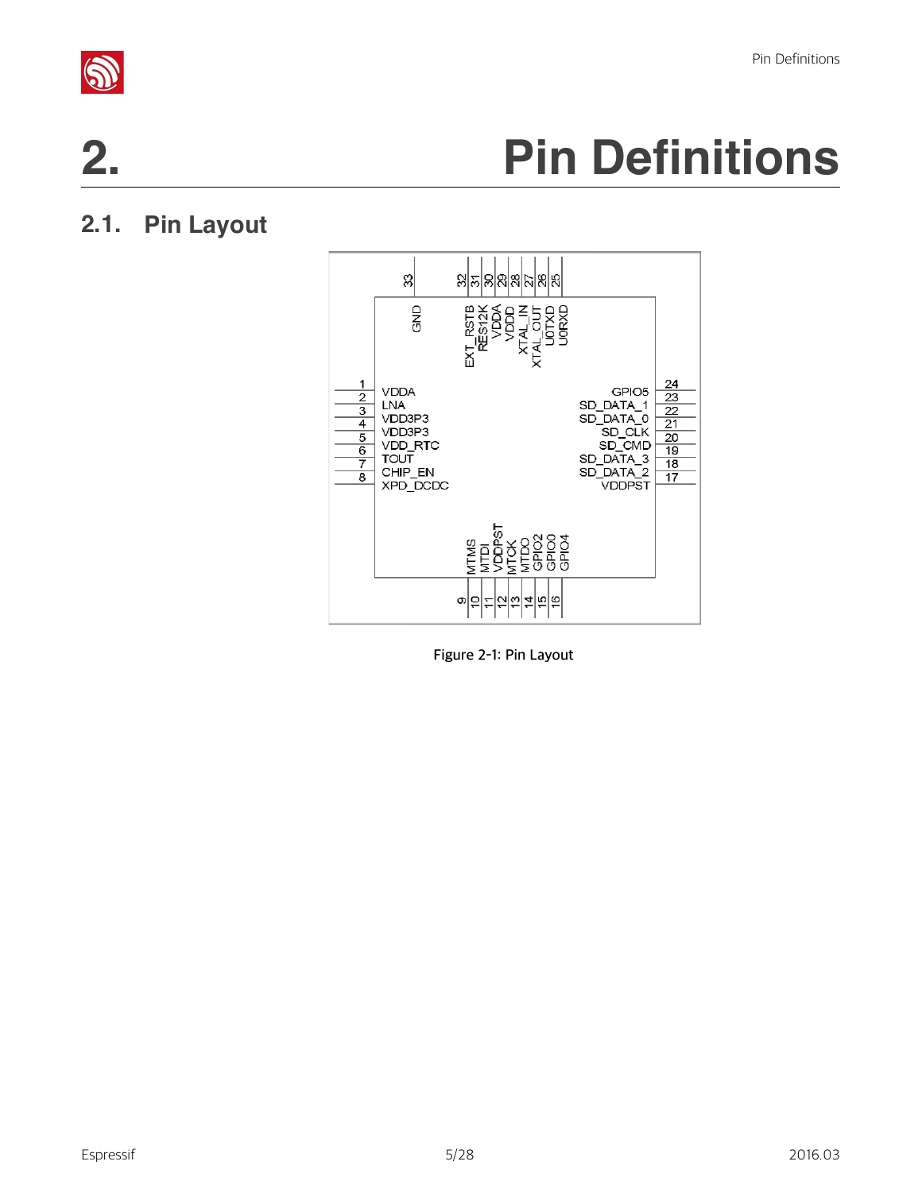# 2. Pin Definitions

## 2.1. Pin Layout

Figure 2-1: Pin Layout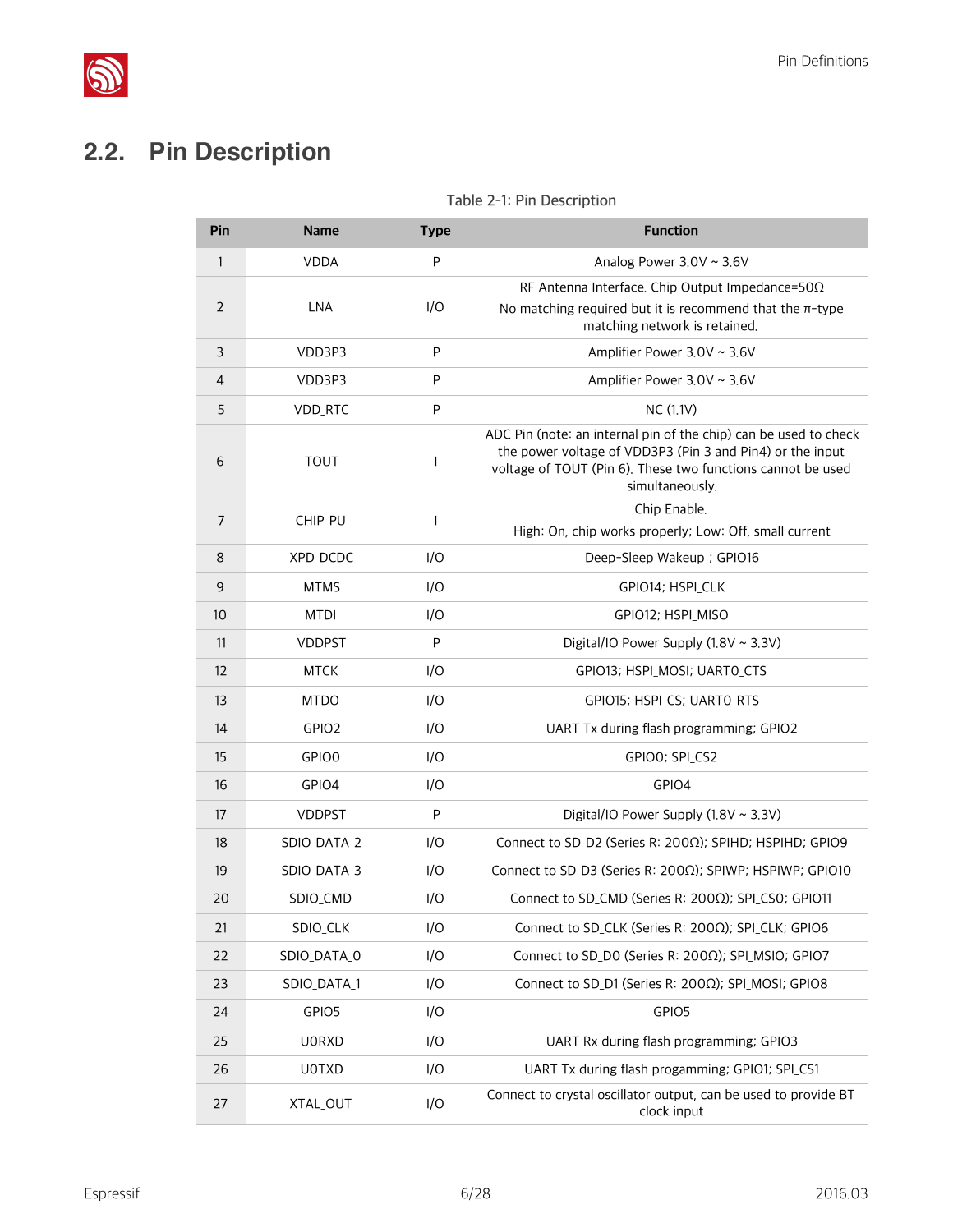## 2.2. Pin Description

Table 2-1: Pin Description

| Pin | Name | Type | Function |
|---|---|---|---|
| 1 | VDDA | P | Analog Power 3.0V ~ 3.6V |
| 2 | LNA | I/O | RF Antenna Interface. Chip Output Impedance=50Ω<br>No matching required but it is recommend that the π-type matching network is retained. |
| 3 | VDD3P3 | P | Amplifier Power 3.0V ~ 3.6V |
| 4 | VDD3P3 | P | Amplifier Power 3.0V ~ 3.6V |
| 5 | VDD_RTC | P | NC (1.1V) |
| 6 | TOUT | I | ADC Pin (note: an internal pin of the chip) can be used to check the power voltage of VDD3P3 (Pin 3 and Pin4) or the input voltage of TOUT (Pin 6). These two functions cannot be used simultaneously. |
| 7 | CHIP_PU | I | Chip Enable.<br>High: On, chip works properly; Low: Off, small current |
| 8 | XPD_DCDC | I/O | Deep-Sleep Wakeup ; GPIO16 |
| 9 | MTMS | I/O | GPIO14; HSPI_CLK |
| 10 | MTDI | I/O | GPIO12; HSPI_MISO |
| 11 | VDDPST | P | Digital/IO Power Supply (1.8V ~ 3.3V) |
| 12 | MTCK | I/O | GPIO13; HSPI_MOSI; UART0_CTS |
| 13 | MTDO | I/O | GPIO15; HSPI_CS; UART0_RTS |
| 14 | GPIO2 | I/O | UART Tx during flash programming; GPIO2 |
| 15 | GPIO0 | I/O | GPIO0; SPI_CS2 |
| 16 | GPIO4 | I/O | GPIO4 |
| 17 | VDDPST | P | Digital/IO Power Supply (1.8V ~ 3.3V) |
| 18 | SDIO_DATA_2 | I/O | Connect to SD_D2 (Series R: 200Ω); SPIHD; HSPIHD; GPIO9 |
| 19 | SDIO_DATA_3 | I/O | Connect to SD_D3 (Series R: 200Ω); SPIWP; HSPIWP; GPIO10 |
| 20 | SDIO_CMD | I/O | Connect to SD_CMD (Series R: 200Ω); SPI_CS0; GPIO11 |
| 21 | SDIO_CLK | I/O | Connect to SD_CLK (Series R: 200Ω); SPI_CLK; GPIO6 |
| 22 | SDIO_DATA_0 | I/O | Connect to SD_D0 (Series R: 200Ω); SPI_MSIO; GPIO7 |
| 23 | SDIO_DATA_1 | I/O | Connect to SD_D1 (Series R: 200Ω); SPI_MOSI; GPIO8 |
| 24 | GPIO5 | I/O | GPIO5 |
| 25 | U0RXD | I/O | UART Rx during flash programming; GPIO3 |
| 26 | U0TXD | I/O | UART Tx during flash progamming; GPIO1; SPI_CS1 |
| 27 | XTAL_OUT | I/O | Connect to crystal oscillator output, can be used to provide BT clock input |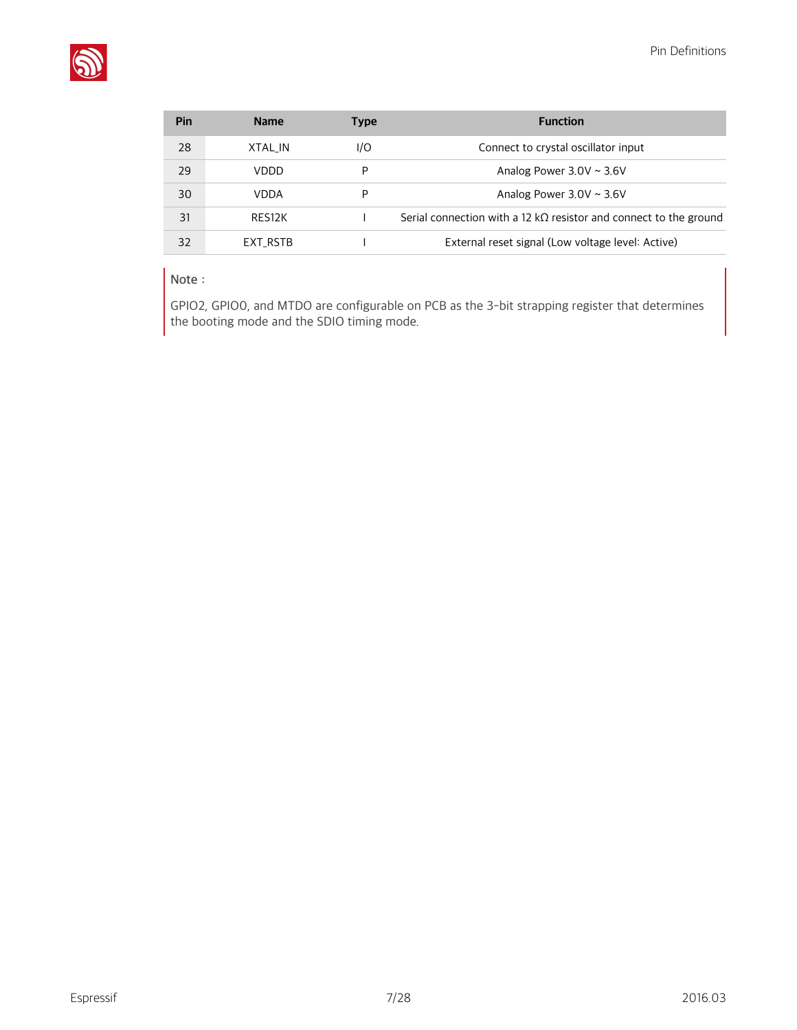| Pin | Name | Type | Function |
|---|---|---|---|
| 28 | XTAL_IN | I/O | Connect to crystal oscillator input |
| 29 | VDDD | P | Analog Power 3.0V ~ 3.6V |
| 30 | VDDA | P | Analog Power 3.0V ~ 3.6V |
| 31 | RES12K | I | Serial connection with a 12 kΩ resistor and connect to the ground |
| 32 | EXT_RSTB | I | External reset signal (Low voltage level: Active) |

> Note :
>
> GPIO2, GPIO0, and MTDO are configurable on PCB as the 3-bit strapping register that determines the booting mode and the SDIO timing mode.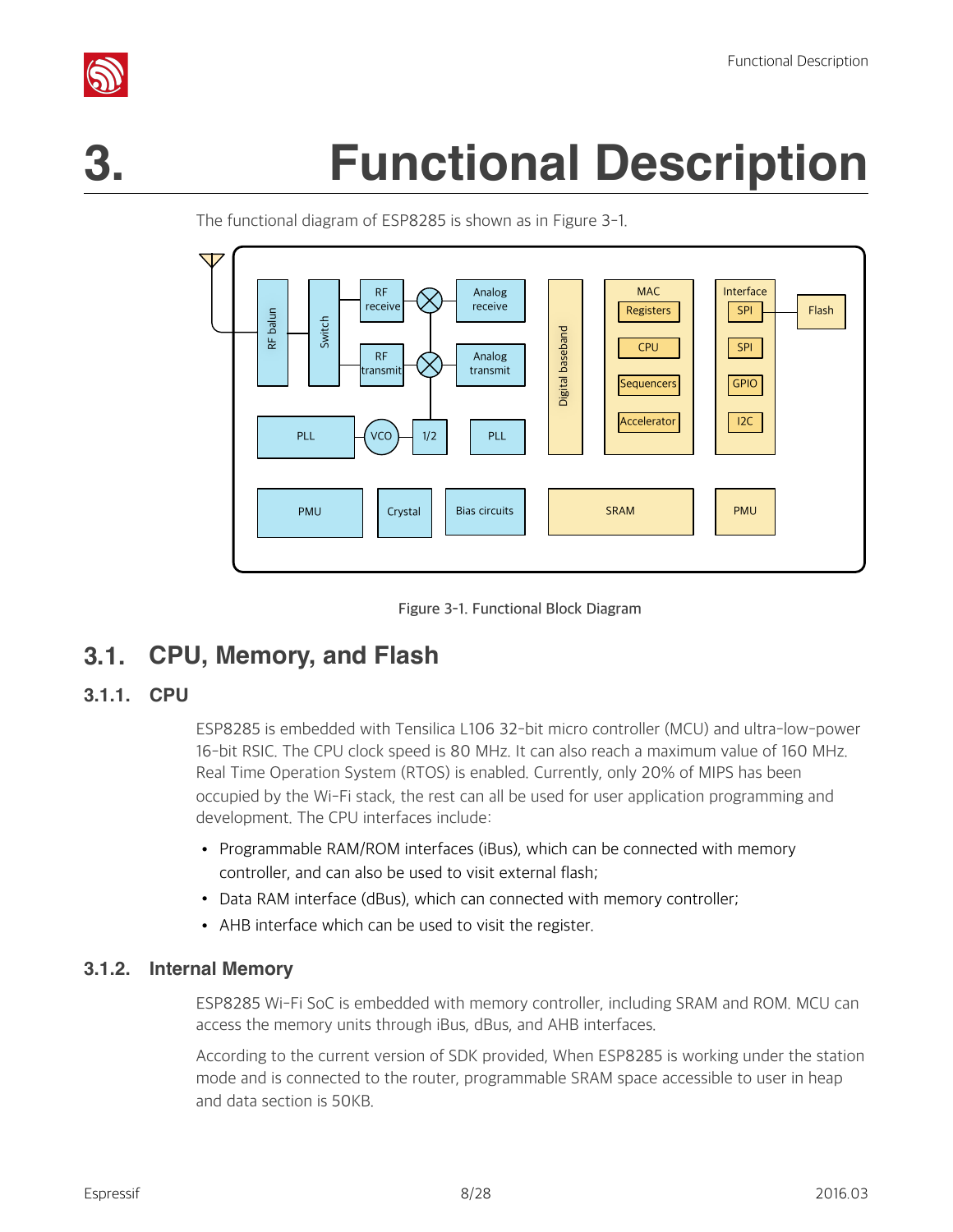# 3. Functional Description

The functional diagram of ESP8285 is shown as in Figure 3-1.

Figure 3-1. Functional Block Diagram

## 3.1. CPU, Memory, and Flash

### 3.1.1. CPU

ESP8285 is embedded with Tensilica L106 32-bit micro controller (MCU) and ultra-low-power 16-bit RSIC. The CPU clock speed is 80 MHz. It can also reach a maximum value of 160 MHz. Real Time Operation System (RTOS) is enabled. Currently, only 20% of MIPS has been occupied by the Wi-Fi stack, the rest can all be used for user application programming and development. The CPU interfaces include:

- Programmable RAM/ROM interfaces (iBus), which can be connected with memory controller, and can also be used to visit external flash;
- Data RAM interface (dBus), which can connected with memory controller;
- AHB interface which can be used to visit the register.

### 3.1.2. Internal Memory

ESP8285 Wi-Fi SoC is embedded with memory controller, including SRAM and ROM. MCU can access the memory units through iBus, dBus, and AHB interfaces.

According to the current version of SDK provided, When ESP8285 is working under the station mode and is connected to the router, programmable SRAM space accessible to user in heap and data section is 50KB.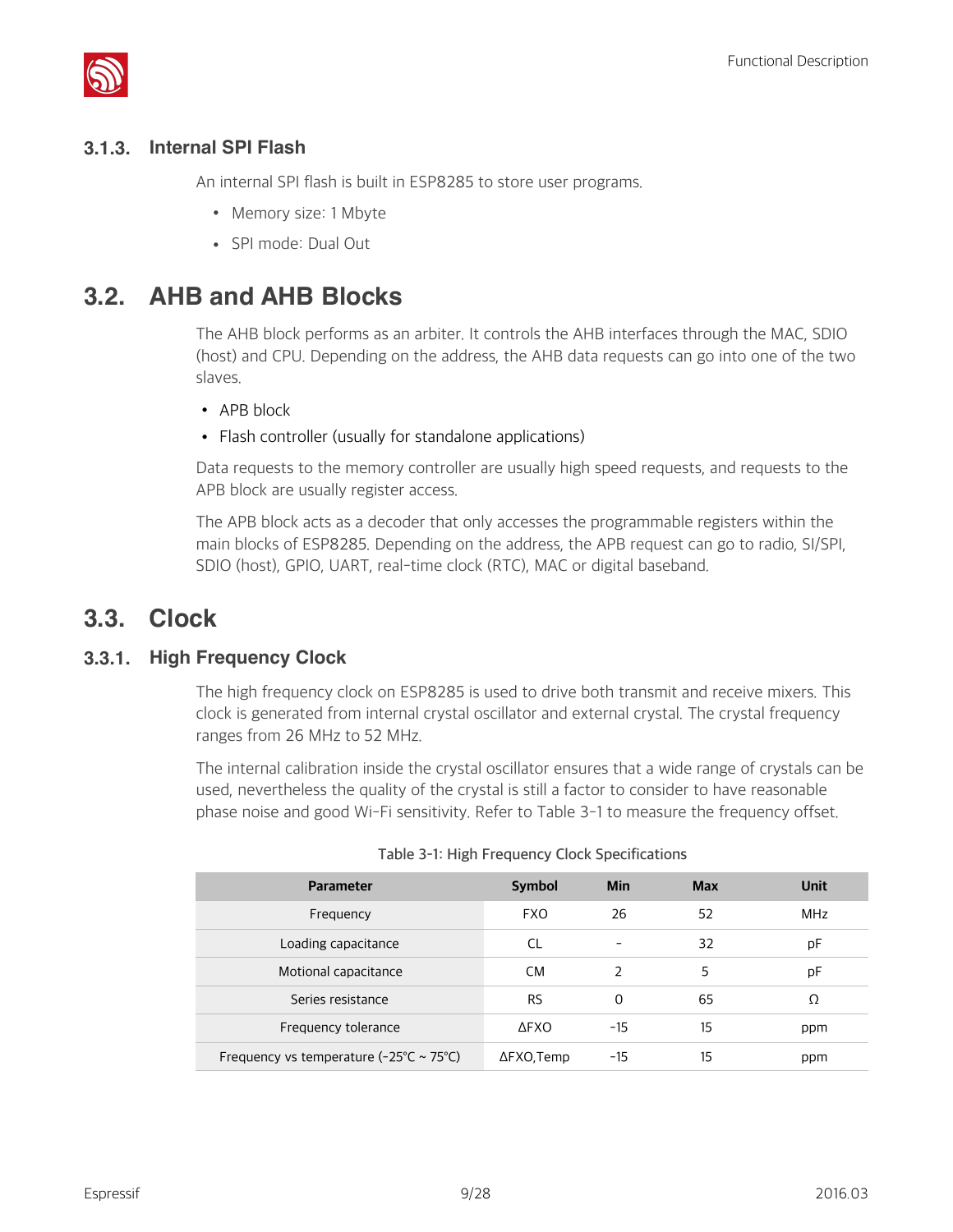### 3.1.3. Internal SPI Flash

An internal SPI flash is built in ESP8285 to store user programs.

- Memory size: 1 Mbyte
- SPI mode: Dual Out

## 3.2. AHB and AHB Blocks

The AHB block performs as an arbiter. It controls the AHB interfaces through the MAC, SDIO (host) and CPU. Depending on the address, the AHB data requests can go into one of the two slaves.

- APB block
- Flash controller (usually for standalone applications)

Data requests to the memory controller are usually high speed requests, and requests to the APB block are usually register access.

The APB block acts as a decoder that only accesses the programmable registers within the main blocks of ESP8285. Depending on the address, the APB request can go to radio, SI/SPI, SDIO (host), GPIO, UART, real-time clock (RTC), MAC or digital baseband.

## 3.3. Clock

### 3.3.1. High Frequency Clock

The high frequency clock on ESP8285 is used to drive both transmit and receive mixers. This clock is generated from internal crystal oscillator and external crystal. The crystal frequency ranges from 26 MHz to 52 MHz.

The internal calibration inside the crystal oscillator ensures that a wide range of crystals can be used, nevertheless the quality of the crystal is still a factor to consider to have reasonable phase noise and good Wi-Fi sensitivity. Refer to Table 3-1 to measure the frequency offset.

Table 3-1: High Frequency Clock Specifications

| Parameter | Symbol | Min | Max | Unit |
|---|---|---|---|---|
| Frequency | FXO | 26 | 52 | MHz |
| Loading capacitance | CL | - | 32 | pF |
| Motional capacitance | CM | 2 | 5 | pF |
| Series resistance | RS | 0 | 65 | Ω |
| Frequency tolerance | ΔFXO | -15 | 15 | ppm |
| Frequency vs temperature (-25°C ~ 75°C) | ΔFXO,Temp | -15 | 15 | ppm |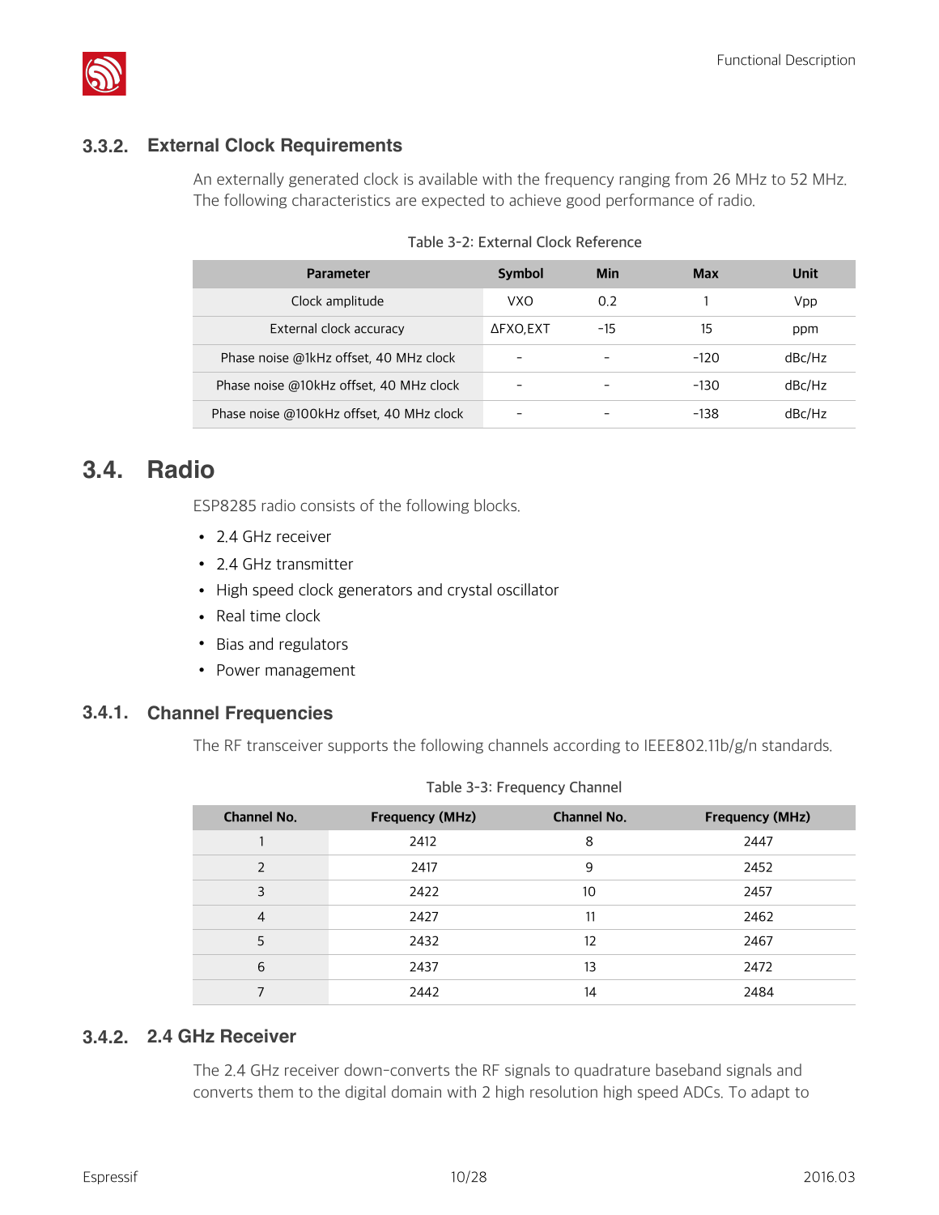### 3.3.2. External Clock Requirements

An externally generated clock is available with the frequency ranging from 26 MHz to 52 MHz. The following characteristics are expected to achieve good performance of radio.

Table 3-2: External Clock Reference

| Parameter | Symbol | Min | Max | Unit |
|---|---|---|---|---|
| Clock amplitude | VXO | 0.2 | 1 | Vpp |
| External clock accuracy | ΔFXO,EXT | -15 | 15 | ppm |
| Phase noise @1kHz offset, 40 MHz clock | - | - | -120 | dBc/Hz |
| Phase noise @10kHz offset, 40 MHz clock | - | - | -130 | dBc/Hz |
| Phase noise @100kHz offset, 40 MHz clock | - | - | -138 | dBc/Hz |

## 3.4. Radio

ESP8285 radio consists of the following blocks.

- 2.4 GHz receiver
- 2.4 GHz transmitter
- High speed clock generators and crystal oscillator
- Real time clock
- Bias and regulators
- Power management

### 3.4.1. Channel Frequencies

The RF transceiver supports the following channels according to IEEE802.11b/g/n standards.

Table 3-3: Frequency Channel

| Channel No. | Frequency (MHz) | Channel No. | Frequency (MHz) |
|---|---|---|---|
| 1 | 2412 | 8 | 2447 |
| 2 | 2417 | 9 | 2452 |
| 3 | 2422 | 10 | 2457 |
| 4 | 2427 | 11 | 2462 |
| 5 | 2432 | 12 | 2467 |
| 6 | 2437 | 13 | 2472 |
| 7 | 2442 | 14 | 2484 |

### 3.4.2. 2.4 GHz Receiver

The 2.4 GHz receiver down-converts the RF signals to quadrature baseband signals and converts them to the digital domain with 2 high resolution high speed ADCs. To adapt to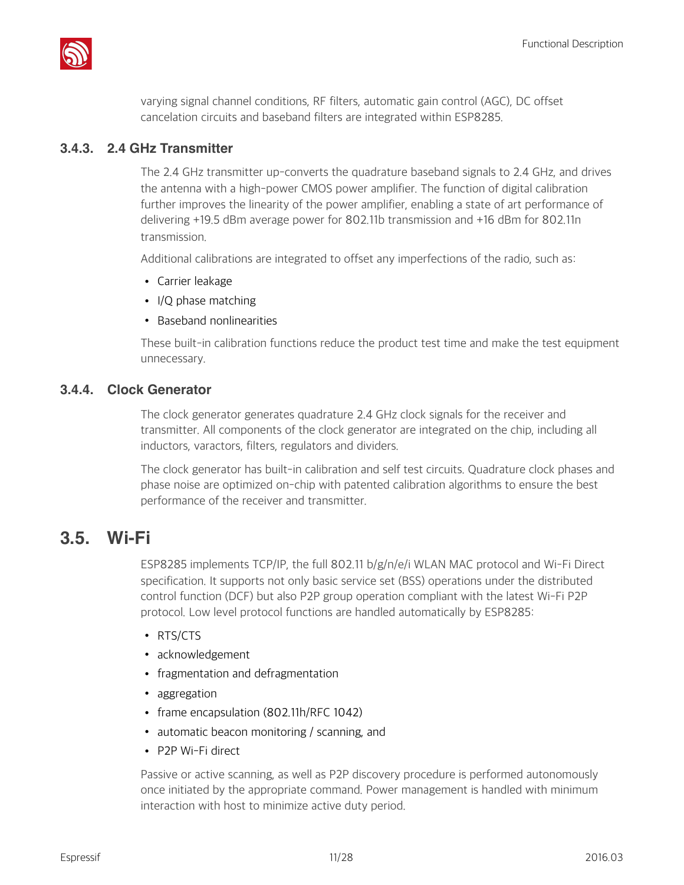varying signal channel conditions, RF filters, automatic gain control (AGC), DC offset cancelation circuits and baseband filters are integrated within ESP8285.

### 3.4.3. 2.4 GHz Transmitter

The 2.4 GHz transmitter up-converts the quadrature baseband signals to 2.4 GHz, and drives the antenna with a high-power CMOS power amplifier. The function of digital calibration further improves the linearity of the power amplifier, enabling a state of art performance of delivering +19.5 dBm average power for 802.11b transmission and +16 dBm for 802.11n transmission.

Additional calibrations are integrated to offset any imperfections of the radio, such as:

- Carrier leakage
- I/Q phase matching
- Baseband nonlinearities

These built-in calibration functions reduce the product test time and make the test equipment unnecessary.

### 3.4.4. Clock Generator

The clock generator generates quadrature 2.4 GHz clock signals for the receiver and transmitter. All components of the clock generator are integrated on the chip, including all inductors, varactors, filters, regulators and dividers.

The clock generator has built-in calibration and self test circuits. Quadrature clock phases and phase noise are optimized on-chip with patented calibration algorithms to ensure the best performance of the receiver and transmitter.

## 3.5. Wi-Fi

ESP8285 implements TCP/IP, the full 802.11 b/g/n/e/i WLAN MAC protocol and Wi-Fi Direct specification. It supports not only basic service set (BSS) operations under the distributed control function (DCF) but also P2P group operation compliant with the latest Wi-Fi P2P protocol. Low level protocol functions are handled automatically by ESP8285:

- RTS/CTS
- acknowledgement
- fragmentation and defragmentation
- aggregation
- frame encapsulation (802.11h/RFC 1042)
- automatic beacon monitoring / scanning, and
- P2P Wi-Fi direct

Passive or active scanning, as well as P2P discovery procedure is performed autonomously once initiated by the appropriate command. Power management is handled with minimum interaction with host to minimize active duty period.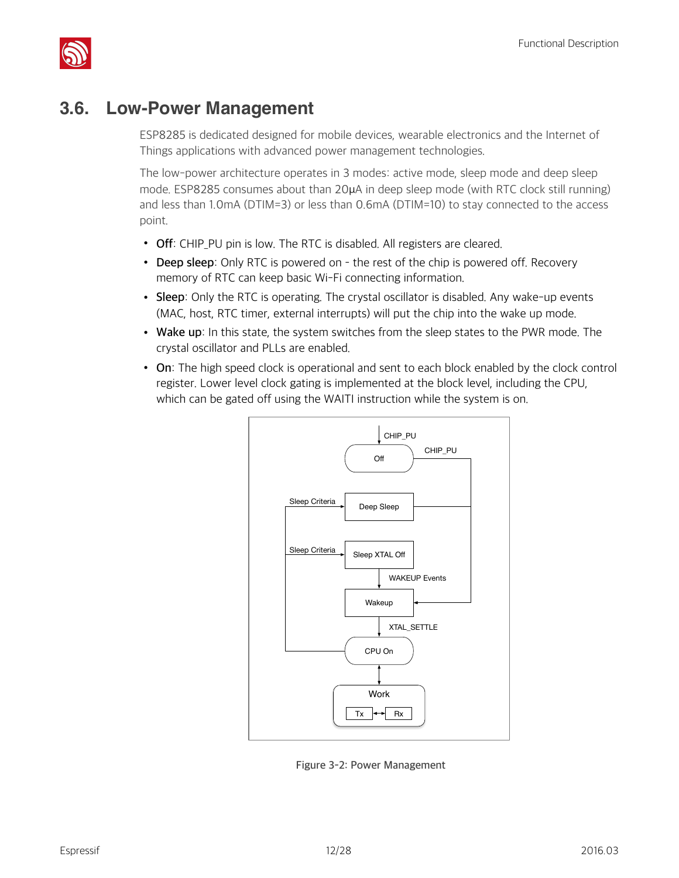## 3.6. Low-Power Management

ESP8285 is dedicated designed for mobile devices, wearable electronics and the Internet of Things applications with advanced power management technologies.

The low-power architecture operates in 3 modes: active mode, sleep mode and deep sleep mode. ESP8285 consumes about than 20μA in deep sleep mode (with RTC clock still running) and less than 1.0mA (DTIM=3) or less than 0.6mA (DTIM=10) to stay connected to the access point.

- **Off**: CHIP_PU pin is low. The RTC is disabled. All registers are cleared.
- **Deep sleep**: Only RTC is powered on - the rest of the chip is powered off. Recovery memory of RTC can keep basic Wi-Fi connecting information.
- **Sleep**: Only the RTC is operating. The crystal oscillator is disabled. Any wake-up events (MAC, host, RTC timer, external interrupts) will put the chip into the wake up mode.
- **Wake up**: In this state, the system switches from the sleep states to the PWR mode. The crystal oscillator and PLLs are enabled.
- **On**: The high speed clock is operational and sent to each block enabled by the clock control register. Lower level clock gating is implemented at the block level, including the CPU, which can be gated off using the WAITI instruction while the system is on.

Figure 3-2: Power Management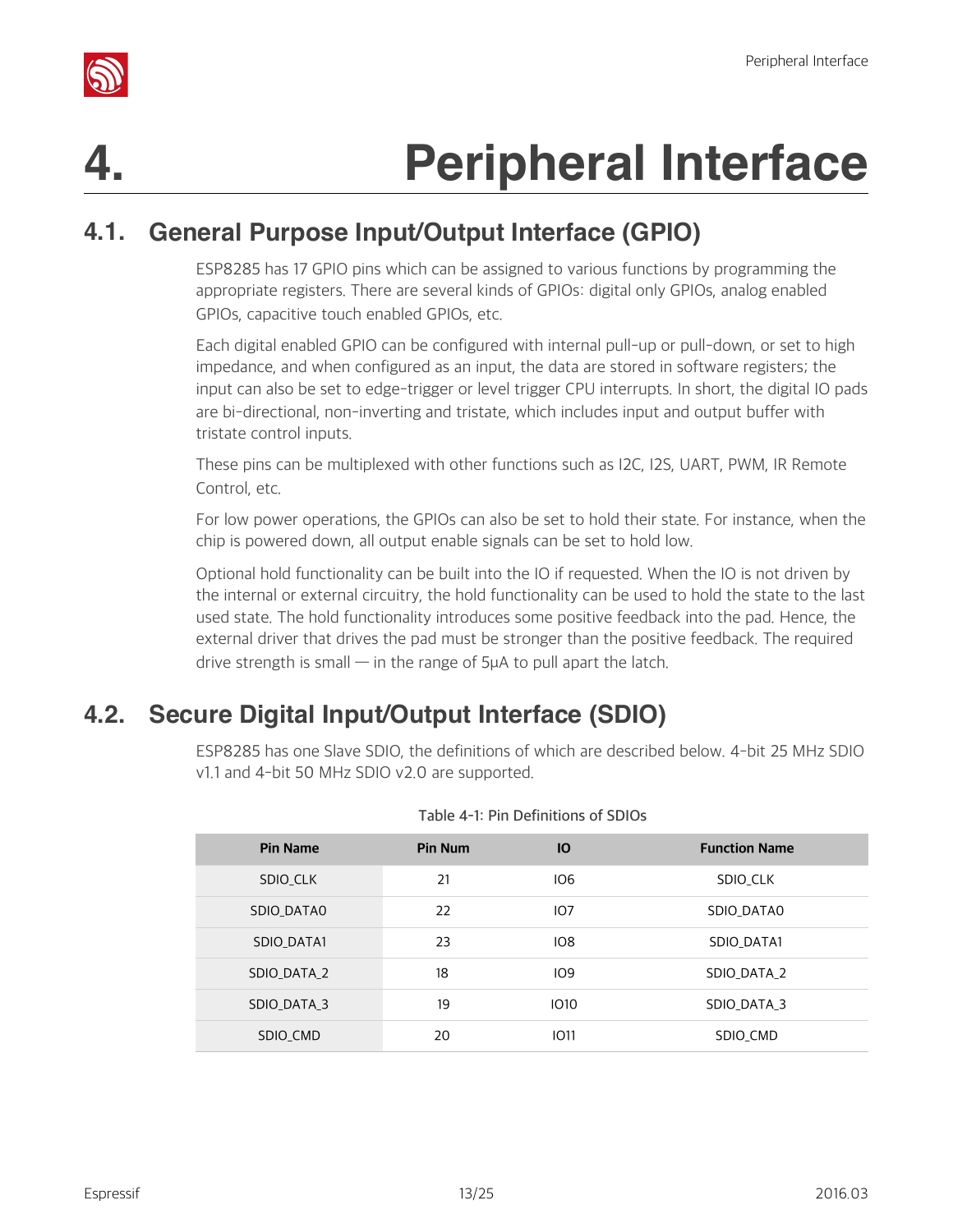# 4. Peripheral Interface

## 4.1. General Purpose Input/Output Interface (GPIO)

ESP8285 has 17 GPIO pins which can be assigned to various functions by programming the appropriate registers. There are several kinds of GPIOs: digital only GPIOs, analog enabled GPIOs, capacitive touch enabled GPIOs, etc.

Each digital enabled GPIO can be configured with internal pull-up or pull-down, or set to high impedance, and when configured as an input, the data are stored in software registers; the input can also be set to edge-trigger or level trigger CPU interrupts. In short, the digital IO pads are bi-directional, non-inverting and tristate, which includes input and output buffer with tristate control inputs.

These pins can be multiplexed with other functions such as I2C, I2S, UART, PWM, IR Remote Control, etc.

For low power operations, the GPIOs can also be set to hold their state. For instance, when the chip is powered down, all output enable signals can be set to hold low.

Optional hold functionality can be built into the IO if requested. When the IO is not driven by the internal or external circuitry, the hold functionality can be used to hold the state to the last used state. The hold functionality introduces some positive feedback into the pad. Hence, the external driver that drives the pad must be stronger than the positive feedback. The required drive strength is small — in the range of 5μA to pull apart the latch.

## 4.2. Secure Digital Input/Output Interface (SDIO)

ESP8285 has one Slave SDIO, the definitions of which are described below. 4-bit 25 MHz SDIO v1.1 and 4-bit 50 MHz SDIO v2.0 are supported.

Table 4-1: Pin Definitions of SDIOs

| Pin Name | Pin Num | IO | Function Name |
|---|---|---|---|
| SDIO_CLK | 21 | IO6 | SDIO_CLK |
| SDIO_DATA0 | 22 | IO7 | SDIO_DATA0 |
| SDIO_DATA1 | 23 | IO8 | SDIO_DATA1 |
| SDIO_DATA_2 | 18 | IO9 | SDIO_DATA_2 |
| SDIO_DATA_3 | 19 | IO10 | SDIO_DATA_3 |
| SDIO_CMD | 20 | IO11 | SDIO_CMD |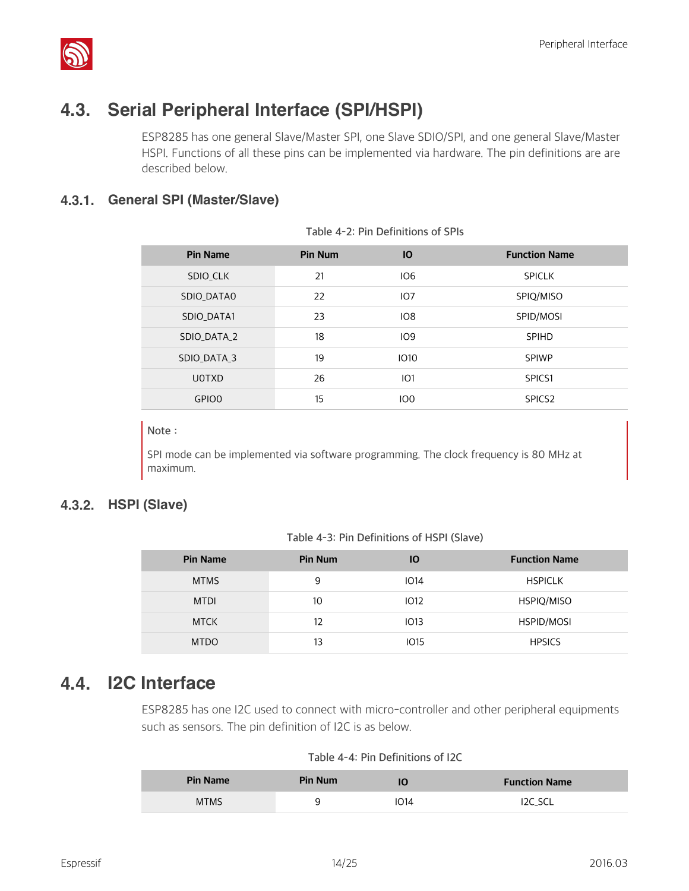## 4.3. Serial Peripheral Interface (SPI/HSPI)

ESP8285 has one general Slave/Master SPI, one Slave SDIO/SPI, and one general Slave/Master HSPI. Functions of all these pins can be implemented via hardware. The pin definitions are are described below.

### 4.3.1. General SPI (Master/Slave)

Table 4-2: Pin Definitions of SPIs

| Pin Name | Pin Num | IO | Function Name |
| --- | --- | --- | --- |
| SDIO_CLK | 21 | IO6 | SPICLK |
| SDIO_DATA0 | 22 | IO7 | SPIQ/MISO |
| SDIO_DATA1 | 23 | IO8 | SPID/MOSI |
| SDIO_DATA_2 | 18 | IO9 | SPIHD |
| SDIO_DATA_3 | 19 | IO10 | SPIWP |
| U0TXD | 26 | IO1 | SPICS1 |
| GPIO0 | 15 | IO0 | SPICS2 |

> Note :
>
> SPI mode can be implemented via software programming. The clock frequency is 80 MHz at maximum.

### 4.3.2. HSPI (Slave)

Table 4-3: Pin Definitions of HSPI (Slave)

| Pin Name | Pin Num | IO | Function Name |
| --- | --- | --- | --- |
| MTMS | 9 | IO14 | HSPICLK |
| MTDI | 10 | IO12 | HSPIQ/MISO |
| MTCK | 12 | IO13 | HSPID/MOSI |
| MTDO | 13 | IO15 | HPSICS |

## 4.4. I2C Interface

ESP8285 has one I2C used to connect with micro-controller and other peripheral equipments such as sensors. The pin definition of I2C is as below.

Table 4-4: Pin Definitions of I2C

| Pin Name | Pin Num | IO | Function Name |
| --- | --- | --- | --- |
| MTMS | 9 | IO14 | I2C_SCL |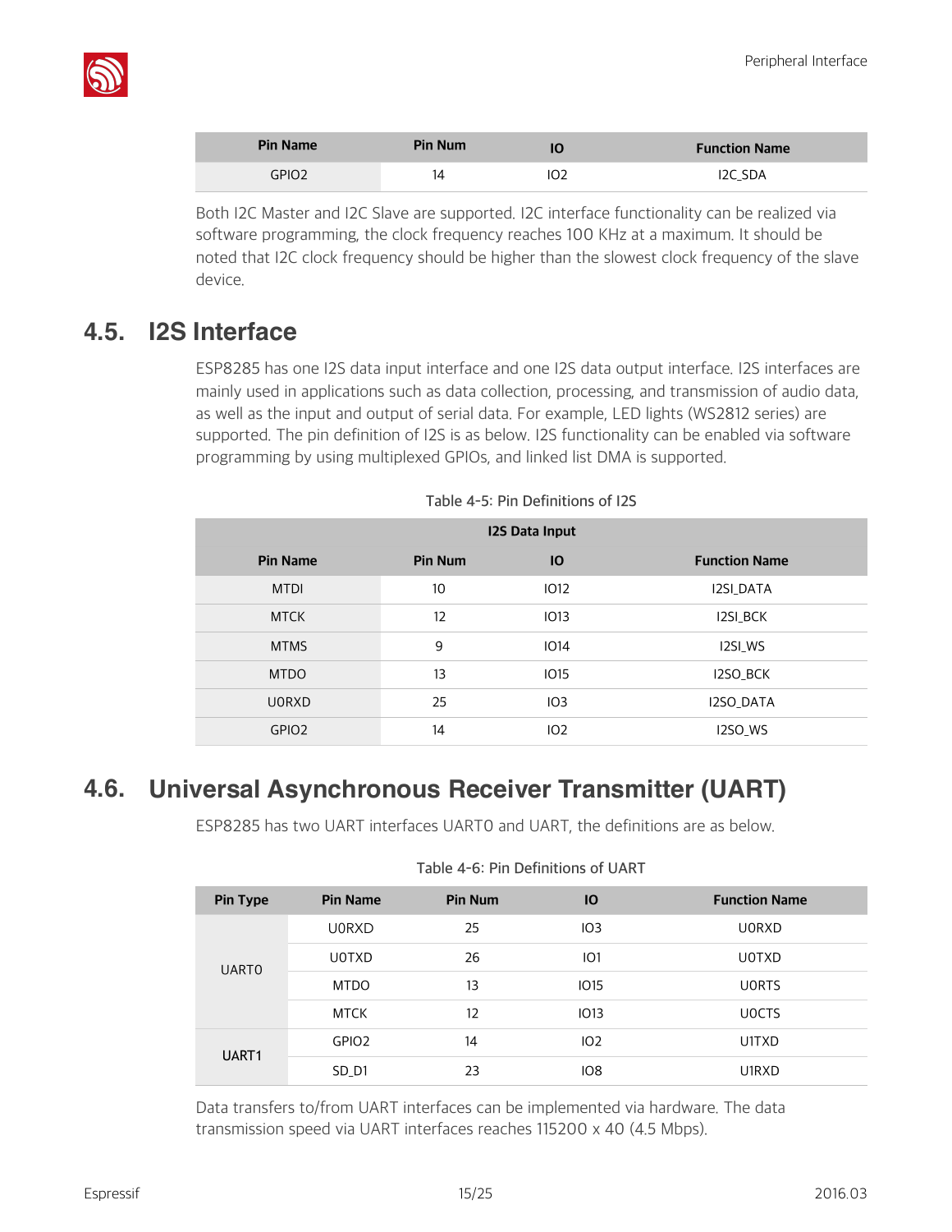| Pin Name | Pin Num | IO | Function Name |
|---|---|---|---|
| GPIO2 | 14 | IO2 | I2C_SDA |

Both I2C Master and I2C Slave are supported. I2C interface functionality can be realized via software programming, the clock frequency reaches 100 KHz at a maximum. It should be noted that I2C clock frequency should be higher than the slowest clock frequency of the slave device.

## 4.5. I2S Interface

ESP8285 has one I2S data input interface and one I2S data output interface. I2S interfaces are mainly used in applications such as data collection, processing, and transmission of audio data, as well as the input and output of serial data. For example, LED lights (WS2812 series) are supported. The pin definition of I2S is as below. I2S functionality can be enabled via software programming by using multiplexed GPIOs, and linked list DMA is supported.

Table 4-5: Pin Definitions of I2S

| I2S Data Input | | | |
|---|---|---|---|
| **Pin Name** | **Pin Num** | **IO** | **Function Name** |
| MTDI | 10 | IO12 | I2SI_DATA |
| MTCK | 12 | IO13 | I2SI_BCK |
| MTMS | 9 | IO14 | I2SI_WS |
| MTDO | 13 | IO15 | I2SO_BCK |
| U0RXD | 25 | IO3 | I2SO_DATA |
| GPIO2 | 14 | IO2 | I2SO_WS |

## 4.6. Universal Asynchronous Receiver Transmitter (UART)

ESP8285 has two UART interfaces UART0 and UART, the definitions are as below.

Table 4-6: Pin Definitions of UART

| Pin Type | Pin Name | Pin Num | IO | Function Name |
|---|---|---|---|---|
| UART0 | U0RXD | 25 | IO3 | U0RXD |
| | U0TXD | 26 | IO1 | U0TXD |
| | MTDO | 13 | IO15 | U0RTS |
| | MTCK | 12 | IO13 | U0CTS |
| UART1 | GPIO2 | 14 | IO2 | U1TXD |
| | SD_D1 | 23 | IO8 | U1RXD |

Data transfers to/from UART interfaces can be implemented via hardware. The data transmission speed via UART interfaces reaches 115200 x 40 (4.5 Mbps).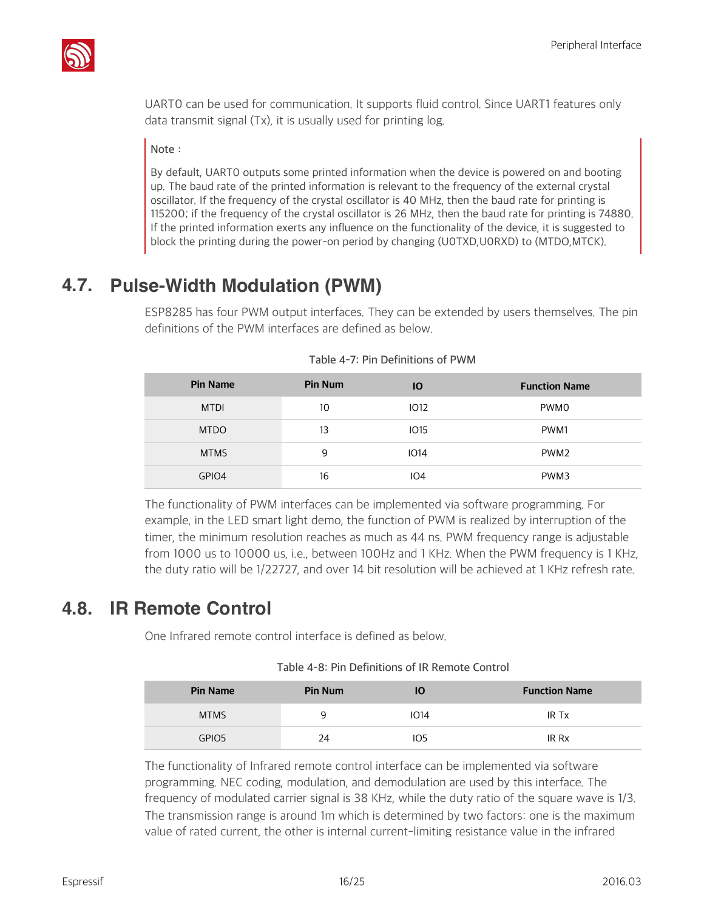UART0 can be used for communication. It supports fluid control. Since UART1 features only data transmit signal (Tx), it is usually used for printing log.

> **Note:**
>
> By default, UART0 outputs some printed information when the device is powered on and booting up. The baud rate of the printed information is relevant to the frequency of the external crystal oscillator. If the frequency of the crystal oscillator is 40 MHz, then the baud rate for printing is 115200; if the frequency of the crystal oscillator is 26 MHz, then the baud rate for printing is 74880. If the printed information exerts any influence on the functionality of the device, it is suggested to block the printing during the power-on period by changing (U0TXD,U0RXD) to (MTDO,MTCK).

## 4.7. Pulse-Width Modulation (PWM)

ESP8285 has four PWM output interfaces. They can be extended by users themselves. The pin definitions of the PWM interfaces are defined as below.

Table 4-7: Pin Definitions of PWM

| Pin Name | Pin Num | IO | Function Name |
|---|---|---|---|
| MTDI | 10 | IO12 | PWM0 |
| MTDO | 13 | IO15 | PWM1 |
| MTMS | 9 | IO14 | PWM2 |
| GPIO4 | 16 | IO4 | PWM3 |

The functionality of PWM interfaces can be implemented via software programming. For example, in the LED smart light demo, the function of PWM is realized by interruption of the timer, the minimum resolution reaches as much as 44 ns. PWM frequency range is adjustable from 1000 us to 10000 us, i.e., between 100Hz and 1 KHz. When the PWM frequency is 1 KHz, the duty ratio will be 1/22727, and over 14 bit resolution will be achieved at 1 KHz refresh rate.

## 4.8. IR Remote Control

One Infrared remote control interface is defined as below.

Table 4-8: Pin Definitions of IR Remote Control

| Pin Name | Pin Num | IO | Function Name |
|---|---|---|---|
| MTMS | 9 | IO14 | IR Tx |
| GPIO5 | 24 | IO5 | IR Rx |

The functionality of Infrared remote control interface can be implemented via software programming. NEC coding, modulation, and demodulation are used by this interface. The frequency of modulated carrier signal is 38 KHz, while the duty ratio of the square wave is 1/3. The transmission range is around 1m which is determined by two factors: one is the maximum value of rated current, the other is internal current-limiting resistance value in the infrared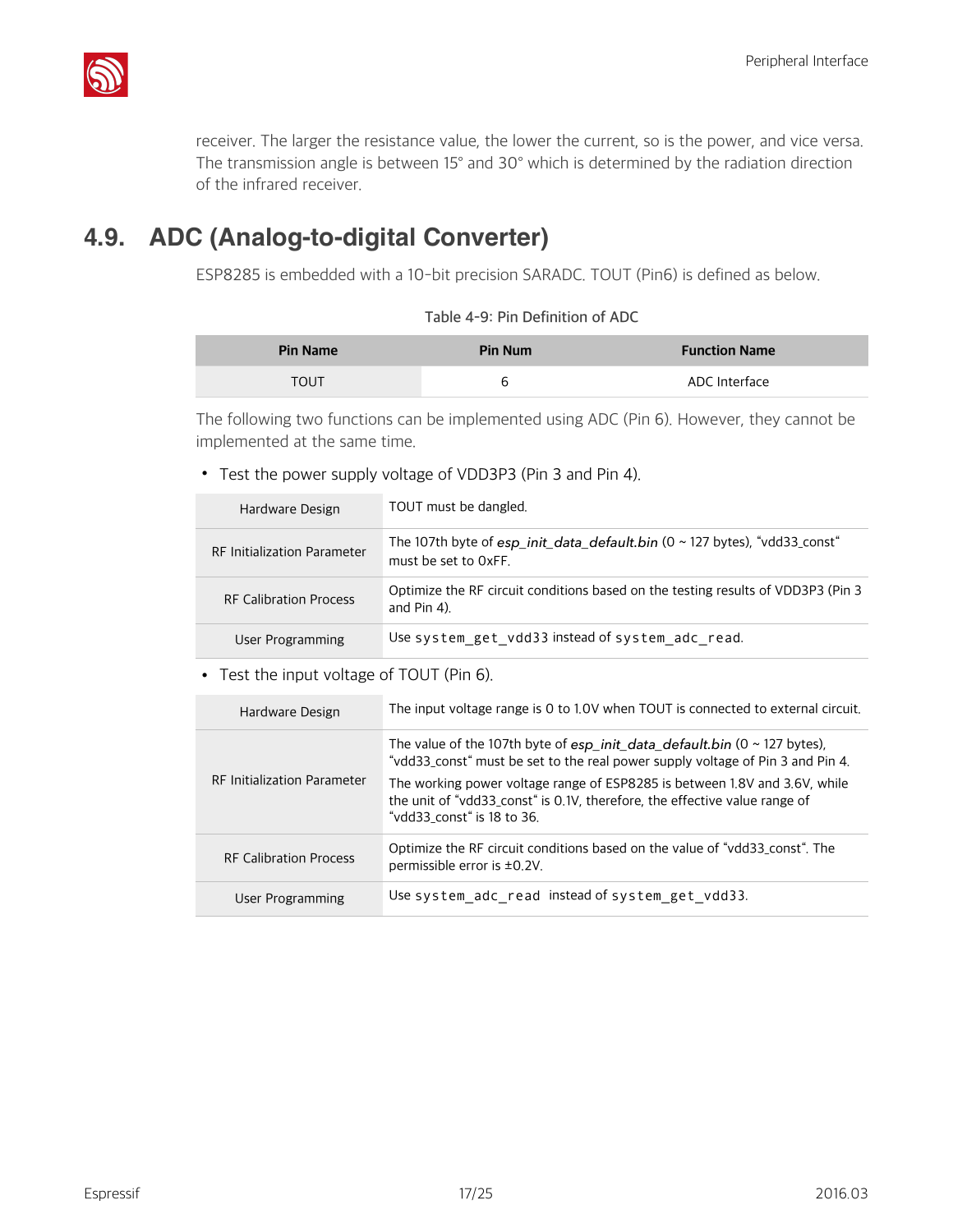receiver. The larger the resistance value, the lower the current, so is the power, and vice versa. The transmission angle is between 15° and 30° which is determined by the radiation direction of the infrared receiver.

## 4.9. ADC (Analog-to-digital Converter)

ESP8285 is embedded with a 10-bit precision SARADC. TOUT (Pin6) is defined as below.

Table 4-9: Pin Definition of ADC

| Pin Name | Pin Num | Function Name |
|---|---|---|
| TOUT | 6 | ADC Interface |

The following two functions can be implemented using ADC (Pin 6). However, they cannot be implemented at the same time.

- Test the power supply voltage of VDD3P3 (Pin 3 and Pin 4).

| | |
|---|---|
| Hardware Design | TOUT must be dangled. |
| RF Initialization Parameter | The 107th byte of *esp_init_data_default.bin* (0 ~ 127 bytes), "vdd33_const" must be set to 0xFF. |
| RF Calibration Process | Optimize the RF circuit conditions based on the testing results of VDD3P3 (Pin 3 and Pin 4). |
| User Programming | Use `system_get_vdd33` instead of `system_adc_read`. |

- Test the input voltage of TOUT (Pin 6).

| | |
|---|---|
| Hardware Design | The input voltage range is 0 to 1.0V when TOUT is connected to external circuit. |
| RF Initialization Parameter | The value of the 107th byte of *esp_init_data_default.bin* (0 ~ 127 bytes), "vdd33_const" must be set to the real power supply voltage of Pin 3 and Pin 4. The working power voltage range of ESP8285 is between 1.8V and 3.6V, while the unit of "vdd33_const" is 0.1V, therefore, the effective value range of "vdd33_const" is 18 to 36. |
| RF Calibration Process | Optimize the RF circuit conditions based on the value of "vdd33_const". The permissible error is ±0.2V. |
| User Programming | Use `system_adc_read` instead of `system_get_vdd33`. |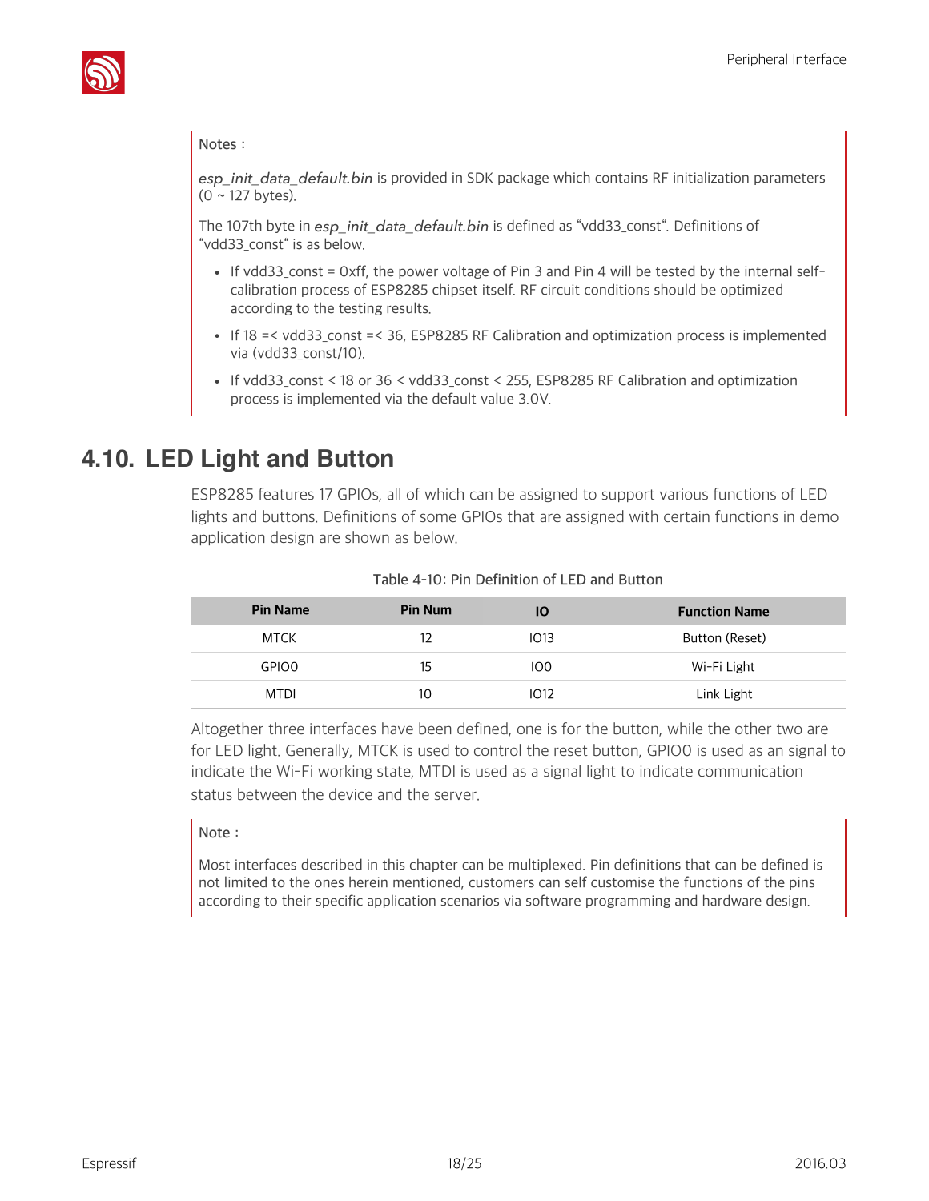Notes :

*esp_init_data_default.bin* is provided in SDK package which contains RF initialization parameters (0 ~ 127 bytes).

The 107th byte in *esp_init_data_default.bin* is defined as "vdd33_const". Definitions of "vdd33_const" is as below.

- If vdd33_const = 0xff, the power voltage of Pin 3 and Pin 4 will be tested by the internal self-calibration process of ESP8285 chipset itself. RF circuit conditions should be optimized according to the testing results.
- If 18 =< vdd33_const =< 36, ESP8285 RF Calibration and optimization process is implemented via (vdd33_const/10).
- If vdd33_const < 18 or 36 < vdd33_const < 255, ESP8285 RF Calibration and optimization process is implemented via the default value 3.0V.

## 4.10. LED Light and Button

ESP8285 features 17 GPIOs, all of which can be assigned to support various functions of LED lights and buttons. Definitions of some GPIOs that are assigned with certain functions in demo application design are shown as below.

Table 4-10: Pin Definition of LED and Button

| Pin Name | Pin Num | IO | Function Name |
|---|---|---|---|
| MTCK | 12 | IO13 | Button (Reset) |
| GPIO0 | 15 | IO0 | Wi-Fi Light |
| MTDI | 10 | IO12 | Link Light |

Altogether three interfaces have been defined, one is for the button, while the other two are for LED light. Generally, MTCK is used to control the reset button, GPIO0 is used as an signal to indicate the Wi-Fi working state, MTDI is used as a signal light to indicate communication status between the device and the server.

Note :

Most interfaces described in this chapter can be multiplexed. Pin definitions that can be defined is not limited to the ones herein mentioned, customers can self customise the functions of the pins according to their specific application scenarios via software programming and hardware design.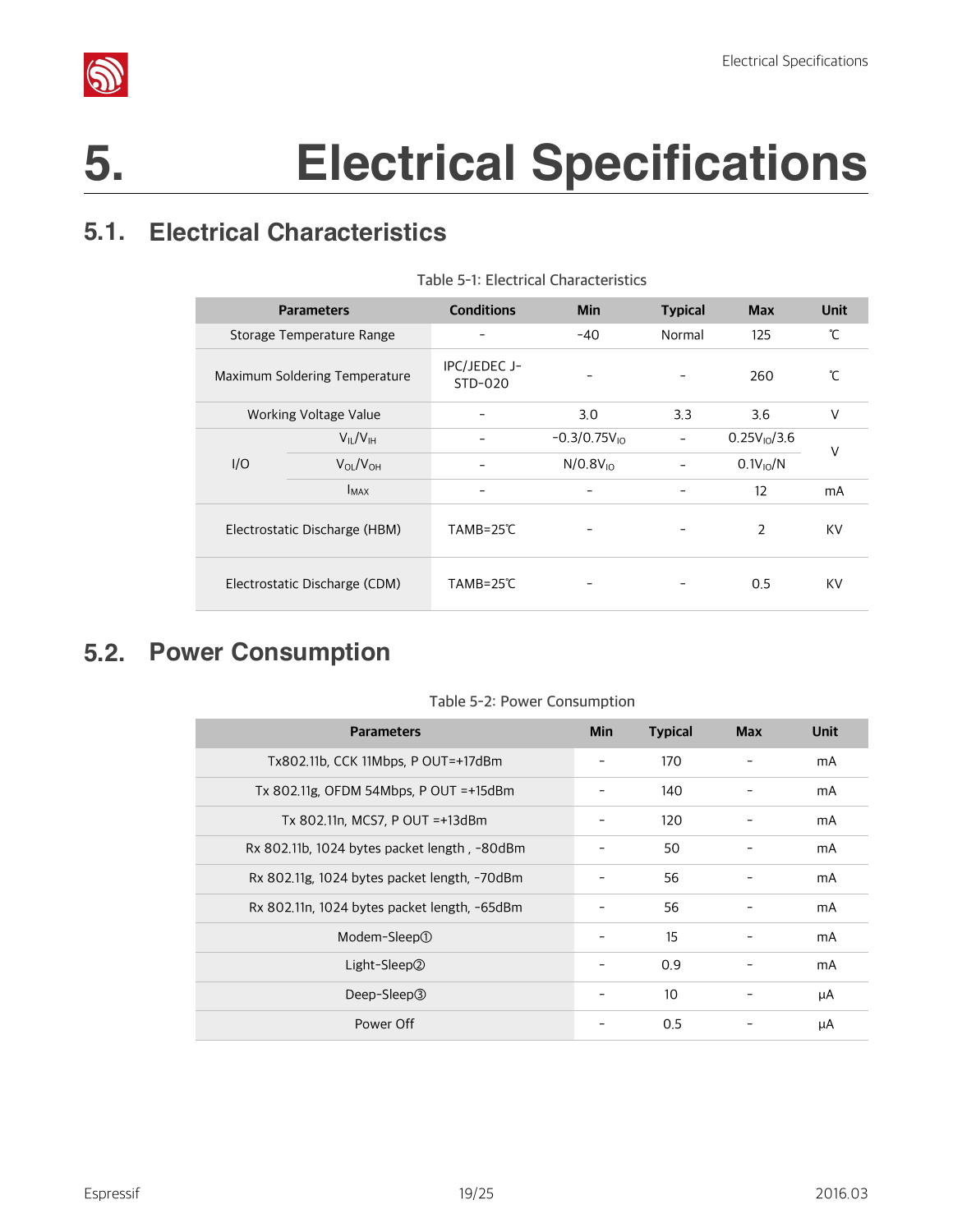# 5. Electrical Specifications

## 5.1. Electrical Characteristics

Table 5-1: Electrical Characteristics

| Parameters | | Conditions | Min | Typical | Max | Unit |
|---|---|---|---|---|---|---|
| Storage Temperature Range | | - | -40 | Normal | 125 | ℃ |
| Maximum Soldering Temperature | | IPC/JEDEC J-STD-020 | - | - | 260 | ℃ |
| Working Voltage Value | | - | 3.0 | 3.3 | 3.6 | V |
| I/O | $V_{IL}/V_{IH}$ | - | $-0.3/0.75V_{IO}$ | - | $0.25V_{IO}/3.6$ | V |
| | $V_{OL}/V_{OH}$ | - | $N/0.8V_{IO}$ | - | $0.1V_{IO}/N$ | |
| | $I_{MAX}$ | - | - | - | 12 | mA |
| Electrostatic Discharge (HBM) | | TAMB=25℃ | - | - | 2 | KV |
| Electrostatic Discharge (CDM) | | TAMB=25℃ | - | - | 0.5 | KV |

## 5.2. Power Consumption

Table 5-2: Power Consumption

| Parameters | Min | Typical | Max | Unit |
|---|---|---|---|---|
| Tx802.11b, CCK 11Mbps, P OUT=+17dBm | - | 170 | - | mA |
| Tx 802.11g, OFDM 54Mbps, P OUT =+15dBm | - | 140 | - | mA |
| Tx 802.11n, MCS7, P OUT =+13dBm | - | 120 | - | mA |
| Rx 802.11b, 1024 bytes packet length , -80dBm | - | 50 | - | mA |
| Rx 802.11g, 1024 bytes packet length, -70dBm | - | 56 | - | mA |
| Rx 802.11n, 1024 bytes packet length, -65dBm | - | 56 | - | mA |
| Modem-Sleep① | - | 15 | - | mA |
| Light-Sleep② | - | 0.9 | - | mA |
| Deep-Sleep③ | - | 10 | - | μA |
| Power Off | - | 0.5 | - | μA |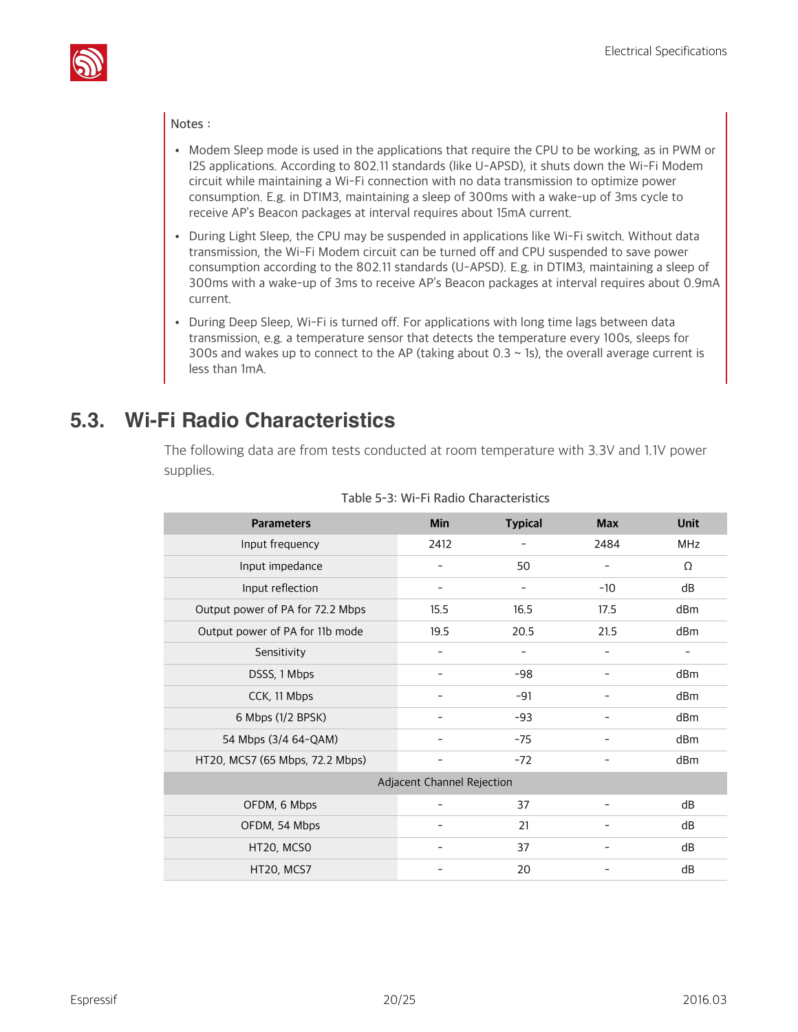Notes :

- Modem Sleep mode is used in the applications that require the CPU to be working, as in PWM or I2S applications. According to 802.11 standards (like U-APSD), it shuts down the Wi-Fi Modem circuit while maintaining a Wi-Fi connection with no data transmission to optimize power consumption. E.g. in DTIM3, maintaining a sleep of 300ms with a wake-up of 3ms cycle to receive AP's Beacon packages at interval requires about 15mA current.
- During Light Sleep, the CPU may be suspended in applications like Wi-Fi switch. Without data transmission, the Wi-Fi Modem circuit can be turned off and CPU suspended to save power consumption according to the 802.11 standards (U-APSD). E.g. in DTIM3, maintaining a sleep of 300ms with a wake-up of 3ms to receive AP's Beacon packages at interval requires about 0.9mA current.
- During Deep Sleep, Wi-Fi is turned off. For applications with long time lags between data transmission, e.g. a temperature sensor that detects the temperature every 100s, sleeps for 300s and wakes up to connect to the AP (taking about 0.3 ~ 1s), the overall average current is less than 1mA.

## 5.3. Wi-Fi Radio Characteristics

The following data are from tests conducted at room temperature with 3.3V and 1.1V power supplies.

Table 5-3: Wi-Fi Radio Characteristics

| Parameters | Min | Typical | Max | Unit |
|---|---|---|---|---|
| Input frequency | 2412 | - | 2484 | MHz |
| Input impedance | - | 50 | - | Ω |
| Input reflection | - | - | -10 | dB |
| Output power of PA for 72.2 Mbps | 15.5 | 16.5 | 17.5 | dBm |
| Output power of PA for 11b mode | 19.5 | 20.5 | 21.5 | dBm |
| Sensitivity | - | - | - | - |
| DSSS, 1 Mbps | - | -98 | - | dBm |
| CCK, 11 Mbps | - | -91 | - | dBm |
| 6 Mbps (1/2 BPSK) | - | -93 | - | dBm |
| 54 Mbps (3/4 64-QAM) | - | -75 | - | dBm |
| HT20, MCS7 (65 Mbps, 72.2 Mbps) | - | -72 | - | dBm |
| Adjacent Channel Rejection | | | | |
| OFDM, 6 Mbps | - | 37 | - | dB |
| OFDM, 54 Mbps | - | 21 | - | dB |
| HT20, MCS0 | - | 37 | - | dB |
| HT20, MCS7 | - | 20 | - | dB |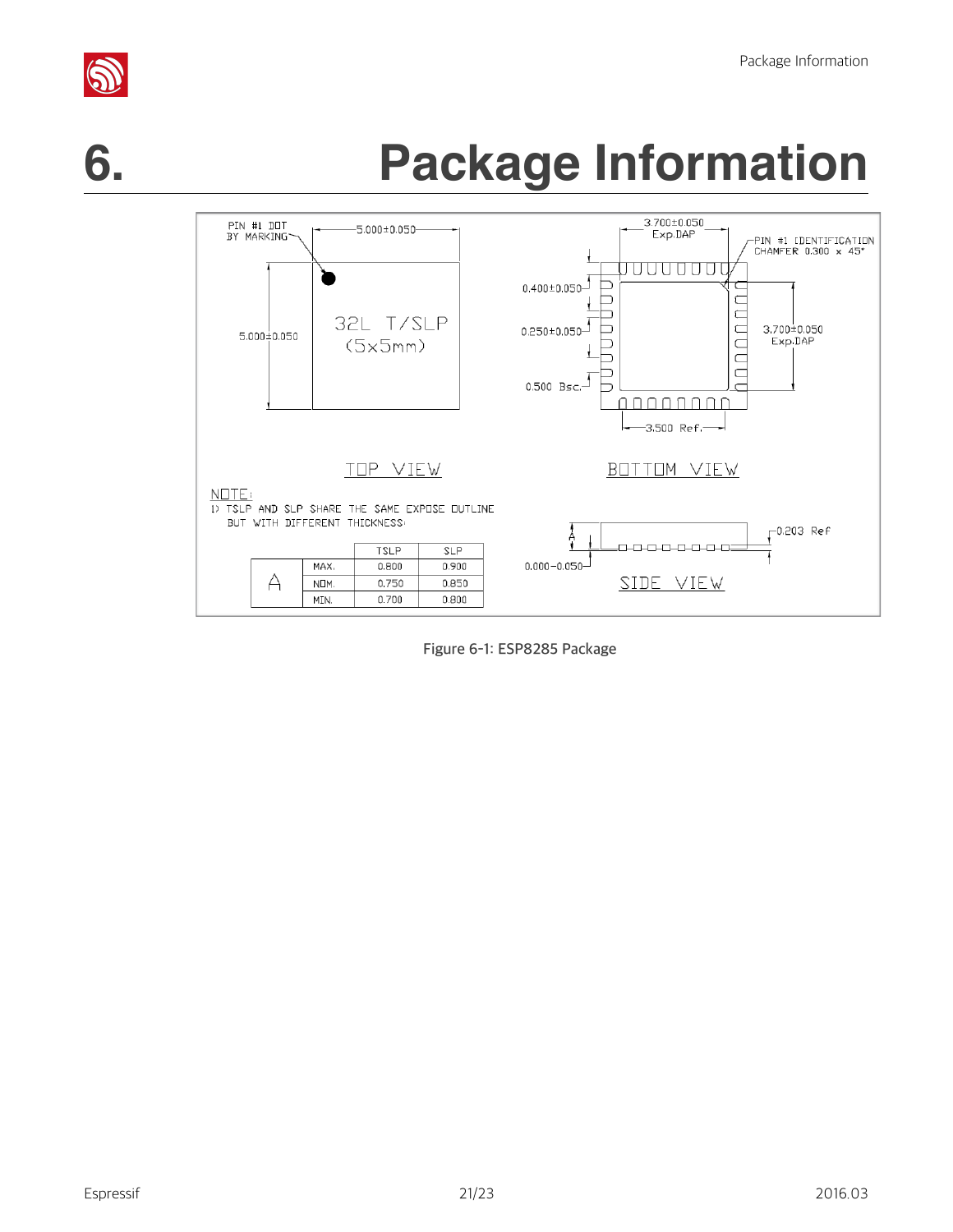# 6. Package Information

TOP VIEW

PIN #1 DOT BY MARKING

5.000±0.050

5.000±0.050

32L T/SLP (5x5mm)

BOTTOM VIEW

3.700±0.050 Exp.DAP

PIN #1 IDENTIFICATION CHAMFER 0.300 x 45°

0.400±0.050

0.250±0.050

0.500 Bsc.

3.700±0.050 Exp.DAP

3.500 Ref.

NOTE:

1) TSLP AND SLP SHARE THE SAME EXPOSE OUTLINE BUT WITH DIFFERENT THICKNESS:

| | | TSLP | SLP |
|---|---|---|---|
| A | MAX. | 0.800 | 0.900 |
| | NOM. | 0.750 | 0.850 |
| | MIN. | 0.700 | 0.800 |

SIDE VIEW

0.203 Ref

0.000~0.050

Figure 6-1: ESP8285 Package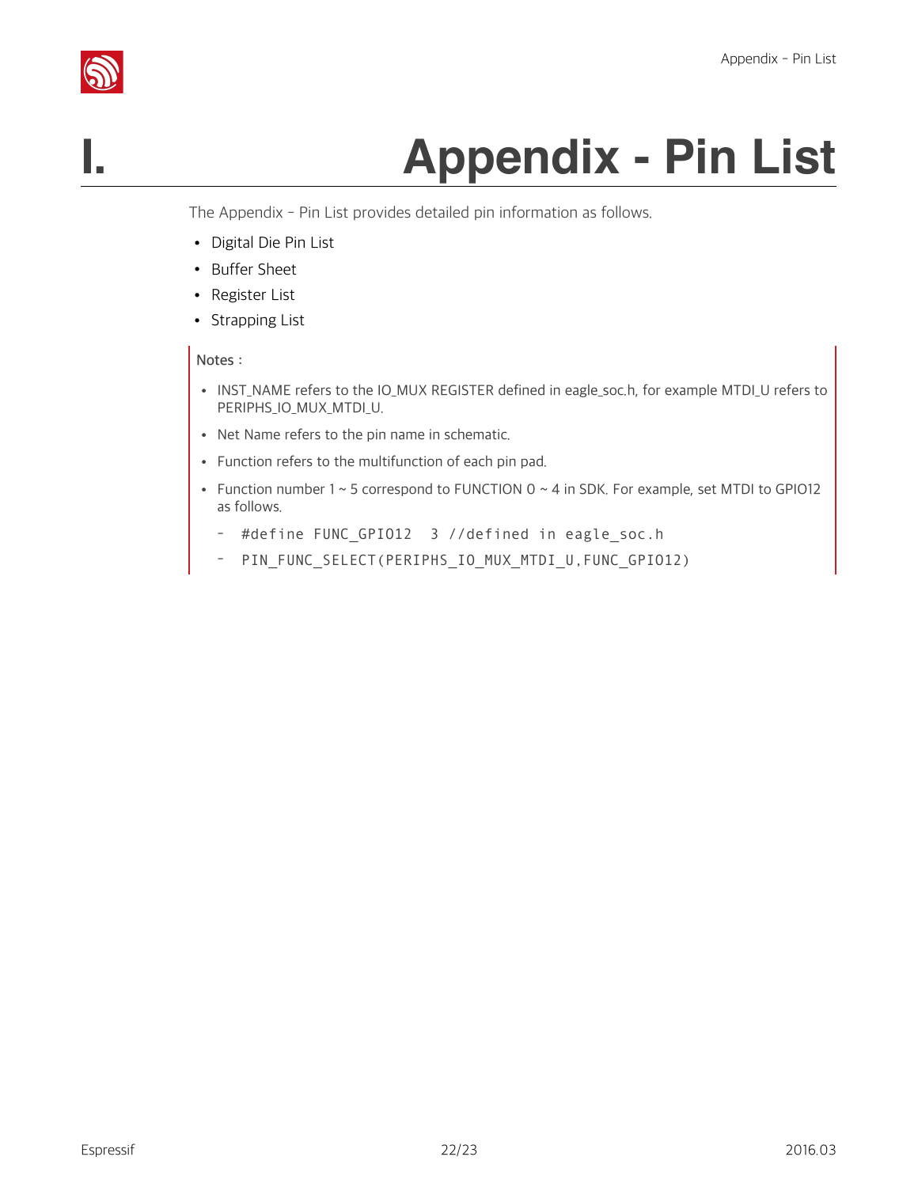# I. Appendix - Pin List

The Appendix - Pin List provides detailed pin information as follows.

- Digital Die Pin List
- Buffer Sheet
- Register List
- Strapping List

Notes：

- INST_NAME refers to the IO_MUX REGISTER defined in eagle_soc.h, for example MTDI_U refers to PERIPHS_IO_MUX_MTDI_U.
- Net Name refers to the pin name in schematic.
- Function refers to the multifunction of each pin pad.
- Function number 1 ~ 5 correspond to FUNCTION 0 ~ 4 in SDK. For example, set MTDI to GPIO12 as follows.
  - `#define FUNC_GPIO12  3 //defined in eagle_soc.h`
  - `PIN_FUNC_SELECT(PERIPHS_IO_MUX_MTDI_U,FUNC_GPIO12)`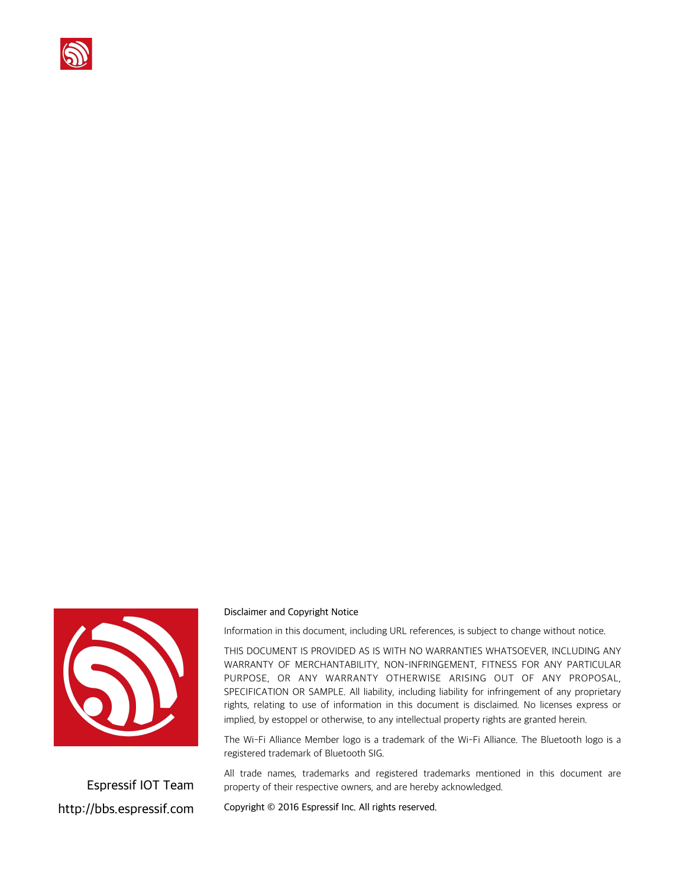Espressif IOT Team

http://bbs.espressif.com

Disclaimer and Copyright Notice

Information in this document, including URL references, is subject to change without notice.

THIS DOCUMENT IS PROVIDED AS IS WITH NO WARRANTIES WHATSOEVER, INCLUDING ANY WARRANTY OF MERCHANTABILITY, NON-INFRINGEMENT, FITNESS FOR ANY PARTICULAR PURPOSE, OR ANY WARRANTY OTHERWISE ARISING OUT OF ANY PROPOSAL, SPECIFICATION OR SAMPLE. All liability, including liability for infringement of any proprietary rights, relating to use of information in this document is disclaimed. No licenses express or implied, by estoppel or otherwise, to any intellectual property rights are granted herein.

The Wi-Fi Alliance Member logo is a trademark of the Wi-Fi Alliance. The Bluetooth logo is a registered trademark of Bluetooth SIG.

All trade names, trademarks and registered trademarks mentioned in this document are property of their respective owners, and are hereby acknowledged.

Copyright © 2016 Espressif Inc. All rights reserved.